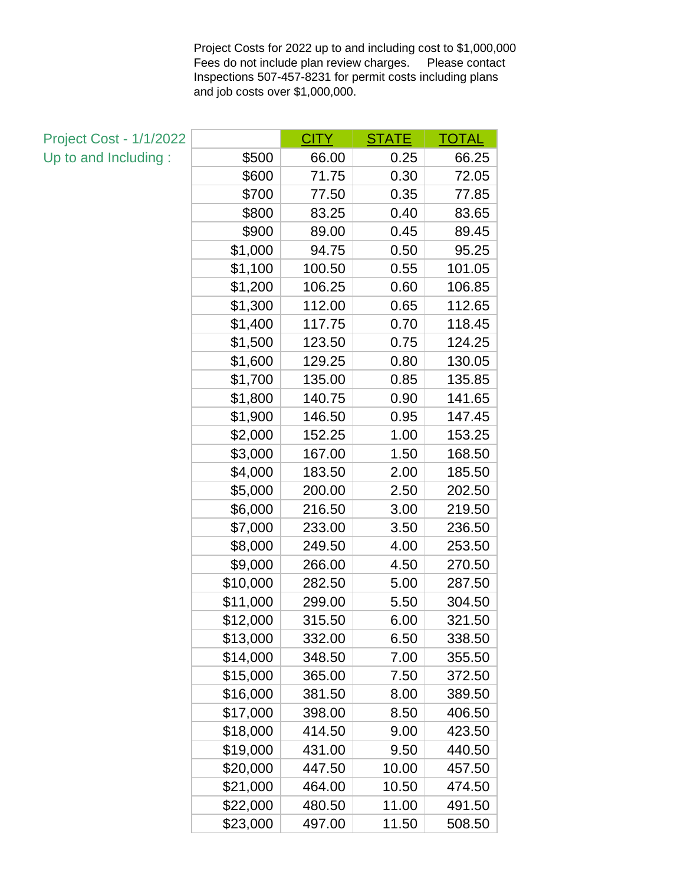Project Costs for 2022 up to and including cost to $1,000,000
Fees do not include plan review charges. Please contact Inspections 507-457-8231 for permit costs including plans and job costs over $1,000,000.

| Project Cost - 1/1/2022 Up to and Including : | CITY | STATE | TOTAL |
|---|---|---|---|
| $500 | 66.00 | 0.25 | 66.25 |
| $600 | 71.75 | 0.30 | 72.05 |
| $700 | 77.50 | 0.35 | 77.85 |
| $800 | 83.25 | 0.40 | 83.65 |
| $900 | 89.00 | 0.45 | 89.45 |
| $1,000 | 94.75 | 0.50 | 95.25 |
| $1,100 | 100.50 | 0.55 | 101.05 |
| $1,200 | 106.25 | 0.60 | 106.85 |
| $1,300 | 112.00 | 0.65 | 112.65 |
| $1,400 | 117.75 | 0.70 | 118.45 |
| $1,500 | 123.50 | 0.75 | 124.25 |
| $1,600 | 129.25 | 0.80 | 130.05 |
| $1,700 | 135.00 | 0.85 | 135.85 |
| $1,800 | 140.75 | 0.90 | 141.65 |
| $1,900 | 146.50 | 0.95 | 147.45 |
| $2,000 | 152.25 | 1.00 | 153.25 |
| $3,000 | 167.00 | 1.50 | 168.50 |
| $4,000 | 183.50 | 2.00 | 185.50 |
| $5,000 | 200.00 | 2.50 | 202.50 |
| $6,000 | 216.50 | 3.00 | 219.50 |
| $7,000 | 233.00 | 3.50 | 236.50 |
| $8,000 | 249.50 | 4.00 | 253.50 |
| $9,000 | 266.00 | 4.50 | 270.50 |
| $10,000 | 282.50 | 5.00 | 287.50 |
| $11,000 | 299.00 | 5.50 | 304.50 |
| $12,000 | 315.50 | 6.00 | 321.50 |
| $13,000 | 332.00 | 6.50 | 338.50 |
| $14,000 | 348.50 | 7.00 | 355.50 |
| $15,000 | 365.00 | 7.50 | 372.50 |
| $16,000 | 381.50 | 8.00 | 389.50 |
| $17,000 | 398.00 | 8.50 | 406.50 |
| $18,000 | 414.50 | 9.00 | 423.50 |
| $19,000 | 431.00 | 9.50 | 440.50 |
| $20,000 | 447.50 | 10.00 | 457.50 |
| $21,000 | 464.00 | 10.50 | 474.50 |
| $22,000 | 480.50 | 11.00 | 491.50 |
| $23,000 | 497.00 | 11.50 | 508.50 |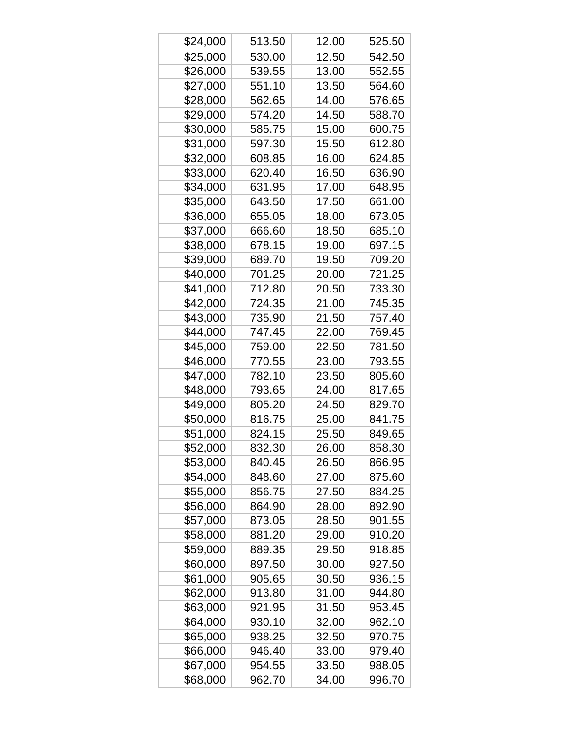| | | | |
|---|---|---|---|
| $24,000 | 513.50 | 12.00 | 525.50 |
| $25,000 | 530.00 | 12.50 | 542.50 |
| $26,000 | 539.55 | 13.00 | 552.55 |
| $27,000 | 551.10 | 13.50 | 564.60 |
| $28,000 | 562.65 | 14.00 | 576.65 |
| $29,000 | 574.20 | 14.50 | 588.70 |
| $30,000 | 585.75 | 15.00 | 600.75 |
| $31,000 | 597.30 | 15.50 | 612.80 |
| $32,000 | 608.85 | 16.00 | 624.85 |
| $33,000 | 620.40 | 16.50 | 636.90 |
| $34,000 | 631.95 | 17.00 | 648.95 |
| $35,000 | 643.50 | 17.50 | 661.00 |
| $36,000 | 655.05 | 18.00 | 673.05 |
| $37,000 | 666.60 | 18.50 | 685.10 |
| $38,000 | 678.15 | 19.00 | 697.15 |
| $39,000 | 689.70 | 19.50 | 709.20 |
| $40,000 | 701.25 | 20.00 | 721.25 |
| $41,000 | 712.80 | 20.50 | 733.30 |
| $42,000 | 724.35 | 21.00 | 745.35 |
| $43,000 | 735.90 | 21.50 | 757.40 |
| $44,000 | 747.45 | 22.00 | 769.45 |
| $45,000 | 759.00 | 22.50 | 781.50 |
| $46,000 | 770.55 | 23.00 | 793.55 |
| $47,000 | 782.10 | 23.50 | 805.60 |
| $48,000 | 793.65 | 24.00 | 817.65 |
| $49,000 | 805.20 | 24.50 | 829.70 |
| $50,000 | 816.75 | 25.00 | 841.75 |
| $51,000 | 824.15 | 25.50 | 849.65 |
| $52,000 | 832.30 | 26.00 | 858.30 |
| $53,000 | 840.45 | 26.50 | 866.95 |
| $54,000 | 848.60 | 27.00 | 875.60 |
| $55,000 | 856.75 | 27.50 | 884.25 |
| $56,000 | 864.90 | 28.00 | 892.90 |
| $57,000 | 873.05 | 28.50 | 901.55 |
| $58,000 | 881.20 | 29.00 | 910.20 |
| $59,000 | 889.35 | 29.50 | 918.85 |
| $60,000 | 897.50 | 30.00 | 927.50 |
| $61,000 | 905.65 | 30.50 | 936.15 |
| $62,000 | 913.80 | 31.00 | 944.80 |
| $63,000 | 921.95 | 31.50 | 953.45 |
| $64,000 | 930.10 | 32.00 | 962.10 |
| $65,000 | 938.25 | 32.50 | 970.75 |
| $66,000 | 946.40 | 33.00 | 979.40 |
| $67,000 | 954.55 | 33.50 | 988.05 |
| $68,000 | 962.70 | 34.00 | 996.70 |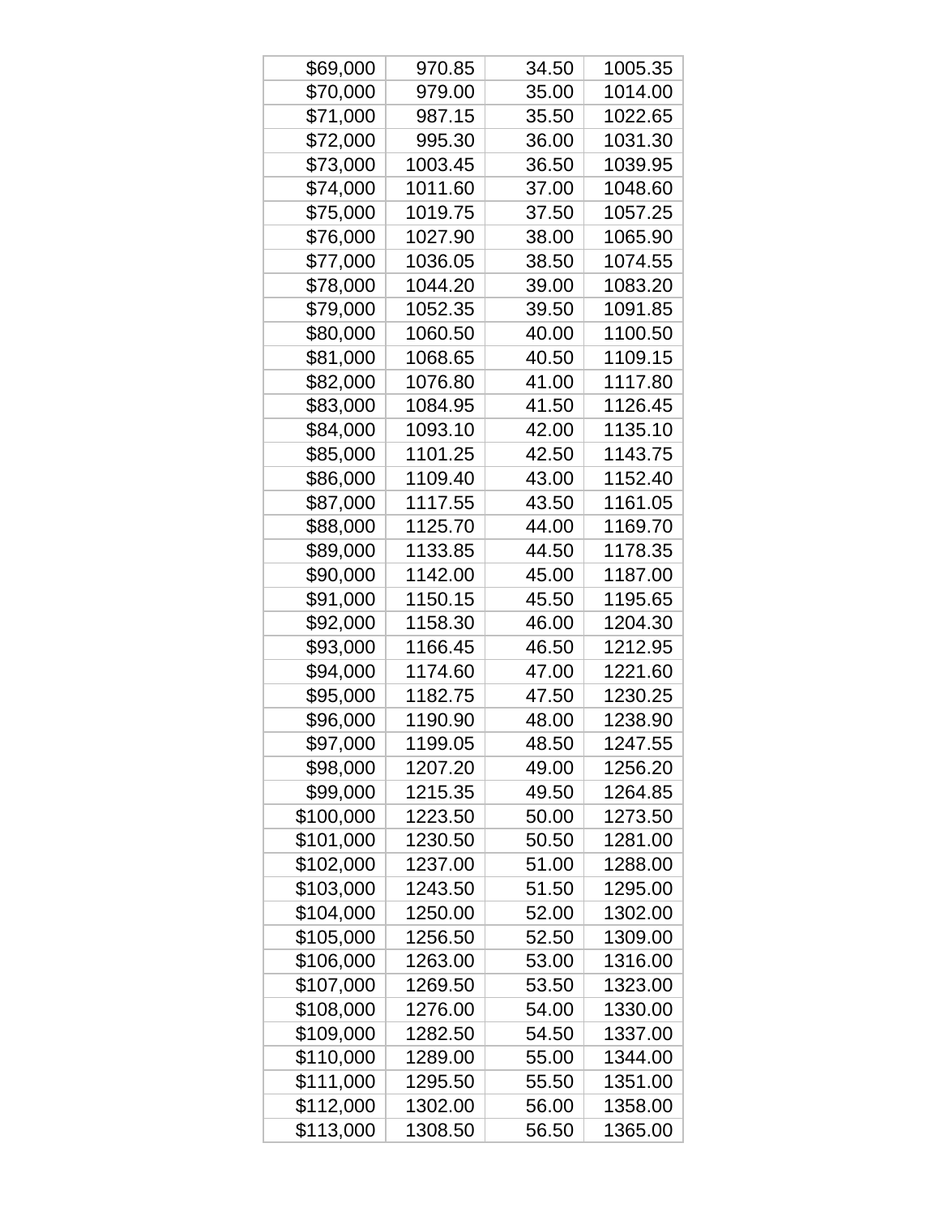| | | | |
|---|---|---|---|
| $69,000 | 970.85 | 34.50 | 1005.35 |
| $70,000 | 979.00 | 35.00 | 1014.00 |
| $71,000 | 987.15 | 35.50 | 1022.65 |
| $72,000 | 995.30 | 36.00 | 1031.30 |
| $73,000 | 1003.45 | 36.50 | 1039.95 |
| $74,000 | 1011.60 | 37.00 | 1048.60 |
| $75,000 | 1019.75 | 37.50 | 1057.25 |
| $76,000 | 1027.90 | 38.00 | 1065.90 |
| $77,000 | 1036.05 | 38.50 | 1074.55 |
| $78,000 | 1044.20 | 39.00 | 1083.20 |
| $79,000 | 1052.35 | 39.50 | 1091.85 |
| $80,000 | 1060.50 | 40.00 | 1100.50 |
| $81,000 | 1068.65 | 40.50 | 1109.15 |
| $82,000 | 1076.80 | 41.00 | 1117.80 |
| $83,000 | 1084.95 | 41.50 | 1126.45 |
| $84,000 | 1093.10 | 42.00 | 1135.10 |
| $85,000 | 1101.25 | 42.50 | 1143.75 |
| $86,000 | 1109.40 | 43.00 | 1152.40 |
| $87,000 | 1117.55 | 43.50 | 1161.05 |
| $88,000 | 1125.70 | 44.00 | 1169.70 |
| $89,000 | 1133.85 | 44.50 | 1178.35 |
| $90,000 | 1142.00 | 45.00 | 1187.00 |
| $91,000 | 1150.15 | 45.50 | 1195.65 |
| $92,000 | 1158.30 | 46.00 | 1204.30 |
| $93,000 | 1166.45 | 46.50 | 1212.95 |
| $94,000 | 1174.60 | 47.00 | 1221.60 |
| $95,000 | 1182.75 | 47.50 | 1230.25 |
| $96,000 | 1190.90 | 48.00 | 1238.90 |
| $97,000 | 1199.05 | 48.50 | 1247.55 |
| $98,000 | 1207.20 | 49.00 | 1256.20 |
| $99,000 | 1215.35 | 49.50 | 1264.85 |
| $100,000 | 1223.50 | 50.00 | 1273.50 |
| $101,000 | 1230.50 | 50.50 | 1281.00 |
| $102,000 | 1237.00 | 51.00 | 1288.00 |
| $103,000 | 1243.50 | 51.50 | 1295.00 |
| $104,000 | 1250.00 | 52.00 | 1302.00 |
| $105,000 | 1256.50 | 52.50 | 1309.00 |
| $106,000 | 1263.00 | 53.00 | 1316.00 |
| $107,000 | 1269.50 | 53.50 | 1323.00 |
| $108,000 | 1276.00 | 54.00 | 1330.00 |
| $109,000 | 1282.50 | 54.50 | 1337.00 |
| $110,000 | 1289.00 | 55.00 | 1344.00 |
| $111,000 | 1295.50 | 55.50 | 1351.00 |
| $112,000 | 1302.00 | 56.00 | 1358.00 |
| $113,000 | 1308.50 | 56.50 | 1365.00 |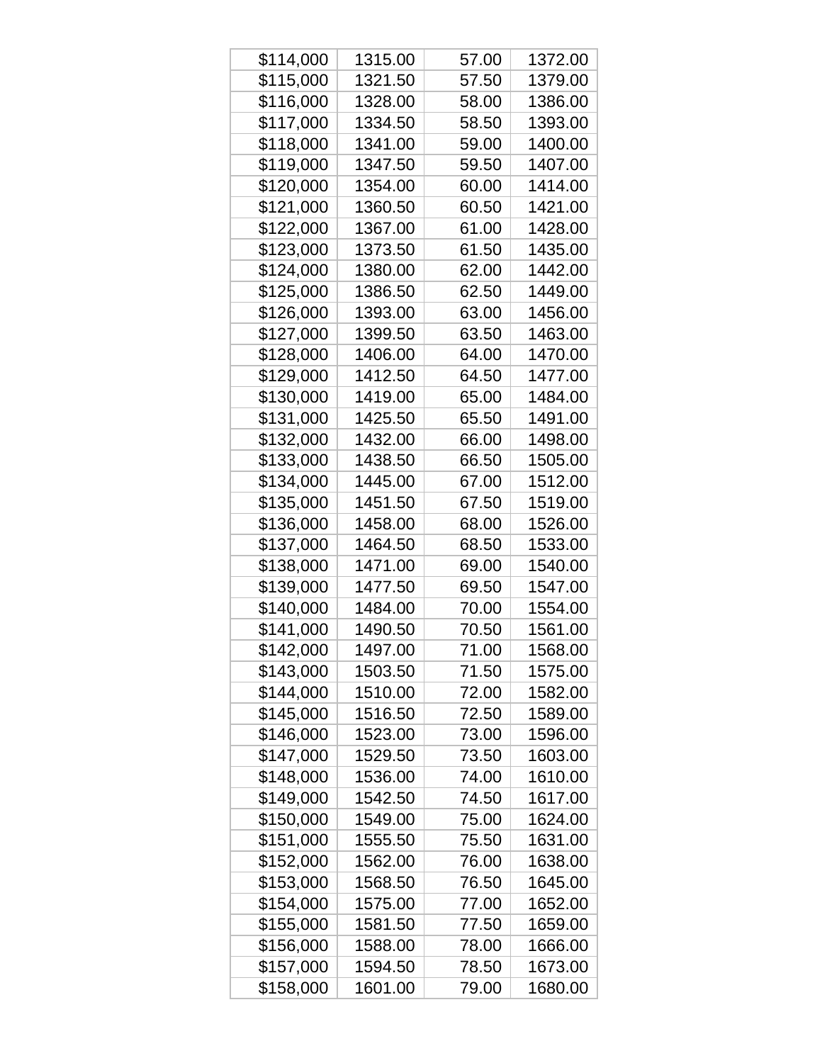| | | | |
|---|---|---|---|
| $114,000 | 1315.00 | 57.00 | 1372.00 |
| $115,000 | 1321.50 | 57.50 | 1379.00 |
| $116,000 | 1328.00 | 58.00 | 1386.00 |
| $117,000 | 1334.50 | 58.50 | 1393.00 |
| $118,000 | 1341.00 | 59.00 | 1400.00 |
| $119,000 | 1347.50 | 59.50 | 1407.00 |
| $120,000 | 1354.00 | 60.00 | 1414.00 |
| $121,000 | 1360.50 | 60.50 | 1421.00 |
| $122,000 | 1367.00 | 61.00 | 1428.00 |
| $123,000 | 1373.50 | 61.50 | 1435.00 |
| $124,000 | 1380.00 | 62.00 | 1442.00 |
| $125,000 | 1386.50 | 62.50 | 1449.00 |
| $126,000 | 1393.00 | 63.00 | 1456.00 |
| $127,000 | 1399.50 | 63.50 | 1463.00 |
| $128,000 | 1406.00 | 64.00 | 1470.00 |
| $129,000 | 1412.50 | 64.50 | 1477.00 |
| $130,000 | 1419.00 | 65.00 | 1484.00 |
| $131,000 | 1425.50 | 65.50 | 1491.00 |
| $132,000 | 1432.00 | 66.00 | 1498.00 |
| $133,000 | 1438.50 | 66.50 | 1505.00 |
| $134,000 | 1445.00 | 67.00 | 1512.00 |
| $135,000 | 1451.50 | 67.50 | 1519.00 |
| $136,000 | 1458.00 | 68.00 | 1526.00 |
| $137,000 | 1464.50 | 68.50 | 1533.00 |
| $138,000 | 1471.00 | 69.00 | 1540.00 |
| $139,000 | 1477.50 | 69.50 | 1547.00 |
| $140,000 | 1484.00 | 70.00 | 1554.00 |
| $141,000 | 1490.50 | 70.50 | 1561.00 |
| $142,000 | 1497.00 | 71.00 | 1568.00 |
| $143,000 | 1503.50 | 71.50 | 1575.00 |
| $144,000 | 1510.00 | 72.00 | 1582.00 |
| $145,000 | 1516.50 | 72.50 | 1589.00 |
| $146,000 | 1523.00 | 73.00 | 1596.00 |
| $147,000 | 1529.50 | 73.50 | 1603.00 |
| $148,000 | 1536.00 | 74.00 | 1610.00 |
| $149,000 | 1542.50 | 74.50 | 1617.00 |
| $150,000 | 1549.00 | 75.00 | 1624.00 |
| $151,000 | 1555.50 | 75.50 | 1631.00 |
| $152,000 | 1562.00 | 76.00 | 1638.00 |
| $153,000 | 1568.50 | 76.50 | 1645.00 |
| $154,000 | 1575.00 | 77.00 | 1652.00 |
| $155,000 | 1581.50 | 77.50 | 1659.00 |
| $156,000 | 1588.00 | 78.00 | 1666.00 |
| $157,000 | 1594.50 | 78.50 | 1673.00 |
| $158,000 | 1601.00 | 79.00 | 1680.00 |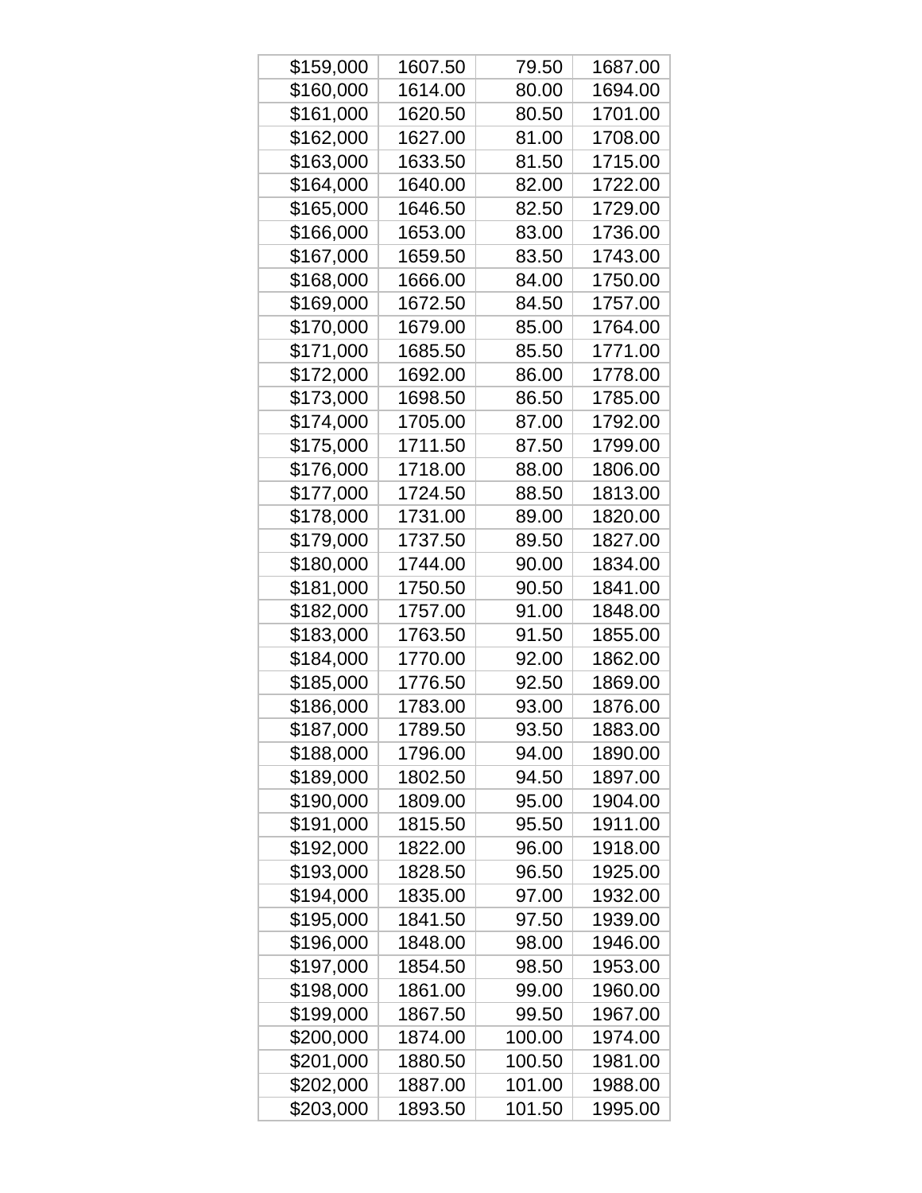| $159,000 | 1607.50 | 79.50 | 1687.00 |
|---|---|---|---|
| $160,000 | 1614.00 | 80.00 | 1694.00 |
| $161,000 | 1620.50 | 80.50 | 1701.00 |
| $162,000 | 1627.00 | 81.00 | 1708.00 |
| $163,000 | 1633.50 | 81.50 | 1715.00 |
| $164,000 | 1640.00 | 82.00 | 1722.00 |
| $165,000 | 1646.50 | 82.50 | 1729.00 |
| $166,000 | 1653.00 | 83.00 | 1736.00 |
| $167,000 | 1659.50 | 83.50 | 1743.00 |
| $168,000 | 1666.00 | 84.00 | 1750.00 |
| $169,000 | 1672.50 | 84.50 | 1757.00 |
| $170,000 | 1679.00 | 85.00 | 1764.00 |
| $171,000 | 1685.50 | 85.50 | 1771.00 |
| $172,000 | 1692.00 | 86.00 | 1778.00 |
| $173,000 | 1698.50 | 86.50 | 1785.00 |
| $174,000 | 1705.00 | 87.00 | 1792.00 |
| $175,000 | 1711.50 | 87.50 | 1799.00 |
| $176,000 | 1718.00 | 88.00 | 1806.00 |
| $177,000 | 1724.50 | 88.50 | 1813.00 |
| $178,000 | 1731.00 | 89.00 | 1820.00 |
| $179,000 | 1737.50 | 89.50 | 1827.00 |
| $180,000 | 1744.00 | 90.00 | 1834.00 |
| $181,000 | 1750.50 | 90.50 | 1841.00 |
| $182,000 | 1757.00 | 91.00 | 1848.00 |
| $183,000 | 1763.50 | 91.50 | 1855.00 |
| $184,000 | 1770.00 | 92.00 | 1862.00 |
| $185,000 | 1776.50 | 92.50 | 1869.00 |
| $186,000 | 1783.00 | 93.00 | 1876.00 |
| $187,000 | 1789.50 | 93.50 | 1883.00 |
| $188,000 | 1796.00 | 94.00 | 1890.00 |
| $189,000 | 1802.50 | 94.50 | 1897.00 |
| $190,000 | 1809.00 | 95.00 | 1904.00 |
| $191,000 | 1815.50 | 95.50 | 1911.00 |
| $192,000 | 1822.00 | 96.00 | 1918.00 |
| $193,000 | 1828.50 | 96.50 | 1925.00 |
| $194,000 | 1835.00 | 97.00 | 1932.00 |
| $195,000 | 1841.50 | 97.50 | 1939.00 |
| $196,000 | 1848.00 | 98.00 | 1946.00 |
| $197,000 | 1854.50 | 98.50 | 1953.00 |
| $198,000 | 1861.00 | 99.00 | 1960.00 |
| $199,000 | 1867.50 | 99.50 | 1967.00 |
| $200,000 | 1874.00 | 100.00 | 1974.00 |
| $201,000 | 1880.50 | 100.50 | 1981.00 |
| $202,000 | 1887.00 | 101.00 | 1988.00 |
| $203,000 | 1893.50 | 101.50 | 1995.00 |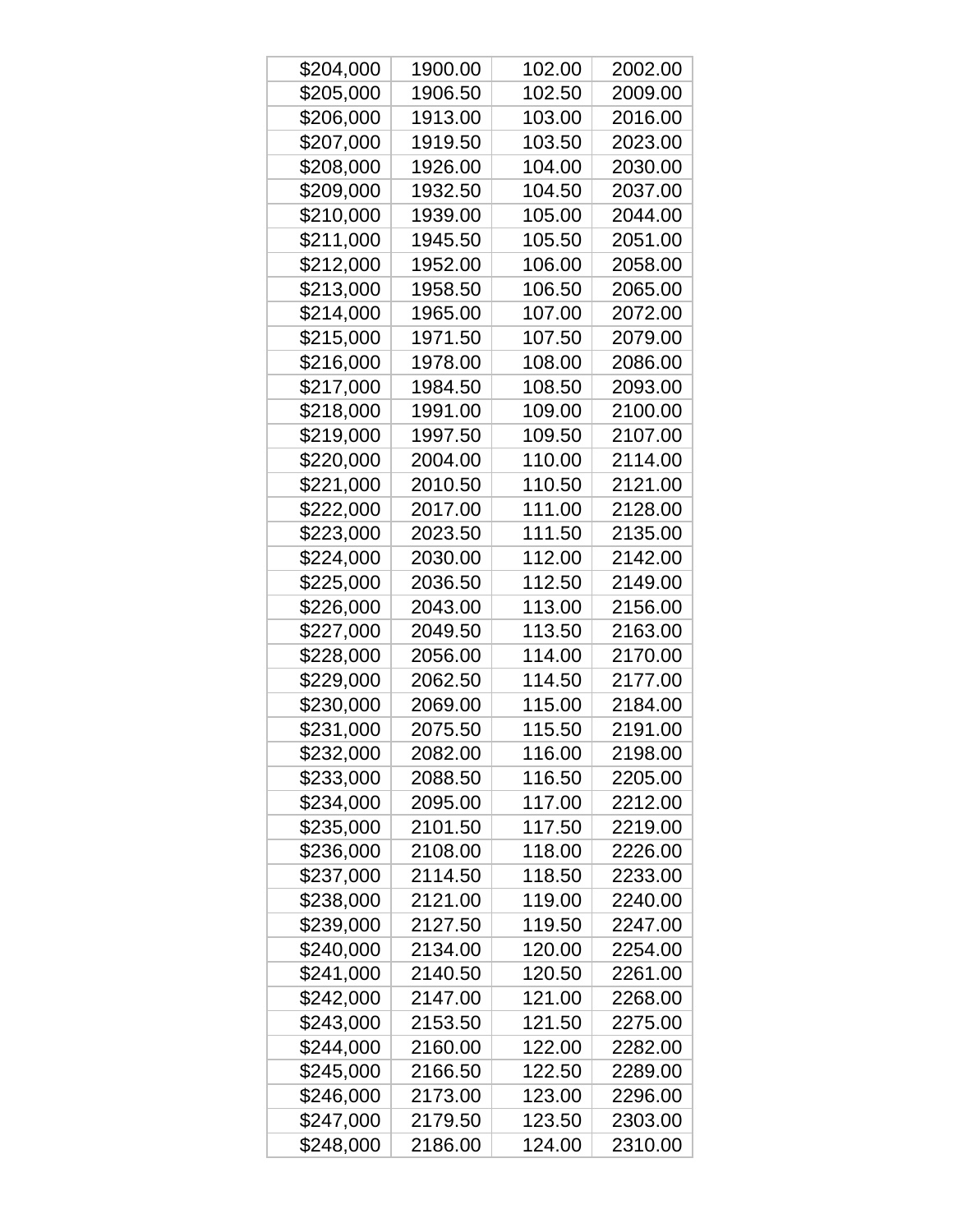| | | | |
|---|---|---|---|
| $204,000 | 1900.00 | 102.00 | 2002.00 |
| $205,000 | 1906.50 | 102.50 | 2009.00 |
| $206,000 | 1913.00 | 103.00 | 2016.00 |
| $207,000 | 1919.50 | 103.50 | 2023.00 |
| $208,000 | 1926.00 | 104.00 | 2030.00 |
| $209,000 | 1932.50 | 104.50 | 2037.00 |
| $210,000 | 1939.00 | 105.00 | 2044.00 |
| $211,000 | 1945.50 | 105.50 | 2051.00 |
| $212,000 | 1952.00 | 106.00 | 2058.00 |
| $213,000 | 1958.50 | 106.50 | 2065.00 |
| $214,000 | 1965.00 | 107.00 | 2072.00 |
| $215,000 | 1971.50 | 107.50 | 2079.00 |
| $216,000 | 1978.00 | 108.00 | 2086.00 |
| $217,000 | 1984.50 | 108.50 | 2093.00 |
| $218,000 | 1991.00 | 109.00 | 2100.00 |
| $219,000 | 1997.50 | 109.50 | 2107.00 |
| $220,000 | 2004.00 | 110.00 | 2114.00 |
| $221,000 | 2010.50 | 110.50 | 2121.00 |
| $222,000 | 2017.00 | 111.00 | 2128.00 |
| $223,000 | 2023.50 | 111.50 | 2135.00 |
| $224,000 | 2030.00 | 112.00 | 2142.00 |
| $225,000 | 2036.50 | 112.50 | 2149.00 |
| $226,000 | 2043.00 | 113.00 | 2156.00 |
| $227,000 | 2049.50 | 113.50 | 2163.00 |
| $228,000 | 2056.00 | 114.00 | 2170.00 |
| $229,000 | 2062.50 | 114.50 | 2177.00 |
| $230,000 | 2069.00 | 115.00 | 2184.00 |
| $231,000 | 2075.50 | 115.50 | 2191.00 |
| $232,000 | 2082.00 | 116.00 | 2198.00 |
| $233,000 | 2088.50 | 116.50 | 2205.00 |
| $234,000 | 2095.00 | 117.00 | 2212.00 |
| $235,000 | 2101.50 | 117.50 | 2219.00 |
| $236,000 | 2108.00 | 118.00 | 2226.00 |
| $237,000 | 2114.50 | 118.50 | 2233.00 |
| $238,000 | 2121.00 | 119.00 | 2240.00 |
| $239,000 | 2127.50 | 119.50 | 2247.00 |
| $240,000 | 2134.00 | 120.00 | 2254.00 |
| $241,000 | 2140.50 | 120.50 | 2261.00 |
| $242,000 | 2147.00 | 121.00 | 2268.00 |
| $243,000 | 2153.50 | 121.50 | 2275.00 |
| $244,000 | 2160.00 | 122.00 | 2282.00 |
| $245,000 | 2166.50 | 122.50 | 2289.00 |
| $246,000 | 2173.00 | 123.00 | 2296.00 |
| $247,000 | 2179.50 | 123.50 | 2303.00 |
| $248,000 | 2186.00 | 124.00 | 2310.00 |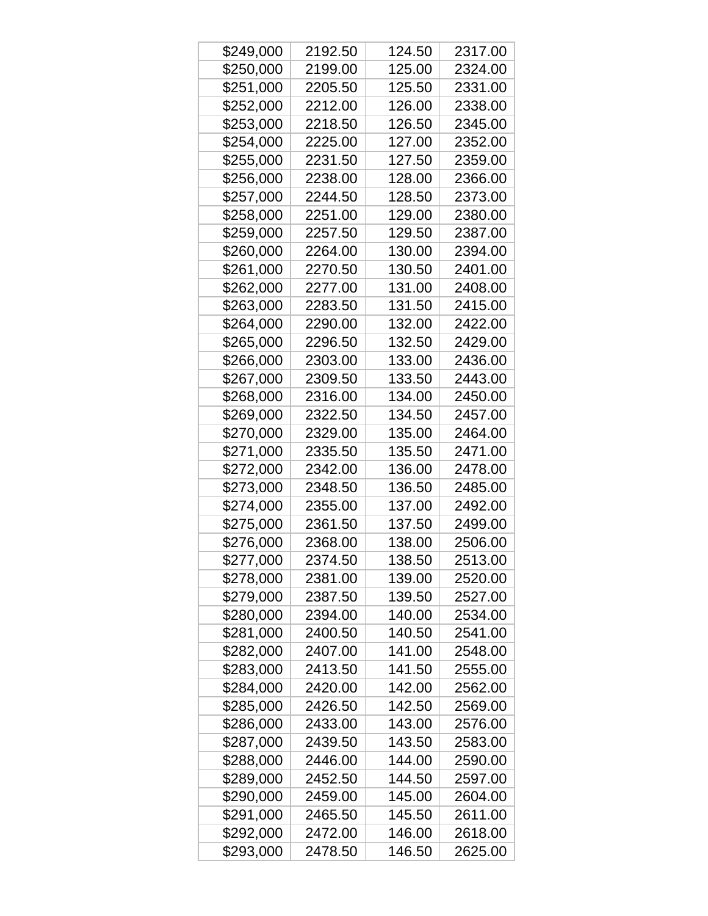| | | | |
|---|---|---|---|
| $249,000 | 2192.50 | 124.50 | 2317.00 |
| $250,000 | 2199.00 | 125.00 | 2324.00 |
| $251,000 | 2205.50 | 125.50 | 2331.00 |
| $252,000 | 2212.00 | 126.00 | 2338.00 |
| $253,000 | 2218.50 | 126.50 | 2345.00 |
| $254,000 | 2225.00 | 127.00 | 2352.00 |
| $255,000 | 2231.50 | 127.50 | 2359.00 |
| $256,000 | 2238.00 | 128.00 | 2366.00 |
| $257,000 | 2244.50 | 128.50 | 2373.00 |
| $258,000 | 2251.00 | 129.00 | 2380.00 |
| $259,000 | 2257.50 | 129.50 | 2387.00 |
| $260,000 | 2264.00 | 130.00 | 2394.00 |
| $261,000 | 2270.50 | 130.50 | 2401.00 |
| $262,000 | 2277.00 | 131.00 | 2408.00 |
| $263,000 | 2283.50 | 131.50 | 2415.00 |
| $264,000 | 2290.00 | 132.00 | 2422.00 |
| $265,000 | 2296.50 | 132.50 | 2429.00 |
| $266,000 | 2303.00 | 133.00 | 2436.00 |
| $267,000 | 2309.50 | 133.50 | 2443.00 |
| $268,000 | 2316.00 | 134.00 | 2450.00 |
| $269,000 | 2322.50 | 134.50 | 2457.00 |
| $270,000 | 2329.00 | 135.00 | 2464.00 |
| $271,000 | 2335.50 | 135.50 | 2471.00 |
| $272,000 | 2342.00 | 136.00 | 2478.00 |
| $273,000 | 2348.50 | 136.50 | 2485.00 |
| $274,000 | 2355.00 | 137.00 | 2492.00 |
| $275,000 | 2361.50 | 137.50 | 2499.00 |
| $276,000 | 2368.00 | 138.00 | 2506.00 |
| $277,000 | 2374.50 | 138.50 | 2513.00 |
| $278,000 | 2381.00 | 139.00 | 2520.00 |
| $279,000 | 2387.50 | 139.50 | 2527.00 |
| $280,000 | 2394.00 | 140.00 | 2534.00 |
| $281,000 | 2400.50 | 140.50 | 2541.00 |
| $282,000 | 2407.00 | 141.00 | 2548.00 |
| $283,000 | 2413.50 | 141.50 | 2555.00 |
| $284,000 | 2420.00 | 142.00 | 2562.00 |
| $285,000 | 2426.50 | 142.50 | 2569.00 |
| $286,000 | 2433.00 | 143.00 | 2576.00 |
| $287,000 | 2439.50 | 143.50 | 2583.00 |
| $288,000 | 2446.00 | 144.00 | 2590.00 |
| $289,000 | 2452.50 | 144.50 | 2597.00 |
| $290,000 | 2459.00 | 145.00 | 2604.00 |
| $291,000 | 2465.50 | 145.50 | 2611.00 |
| $292,000 | 2472.00 | 146.00 | 2618.00 |
| $293,000 | 2478.50 | 146.50 | 2625.00 |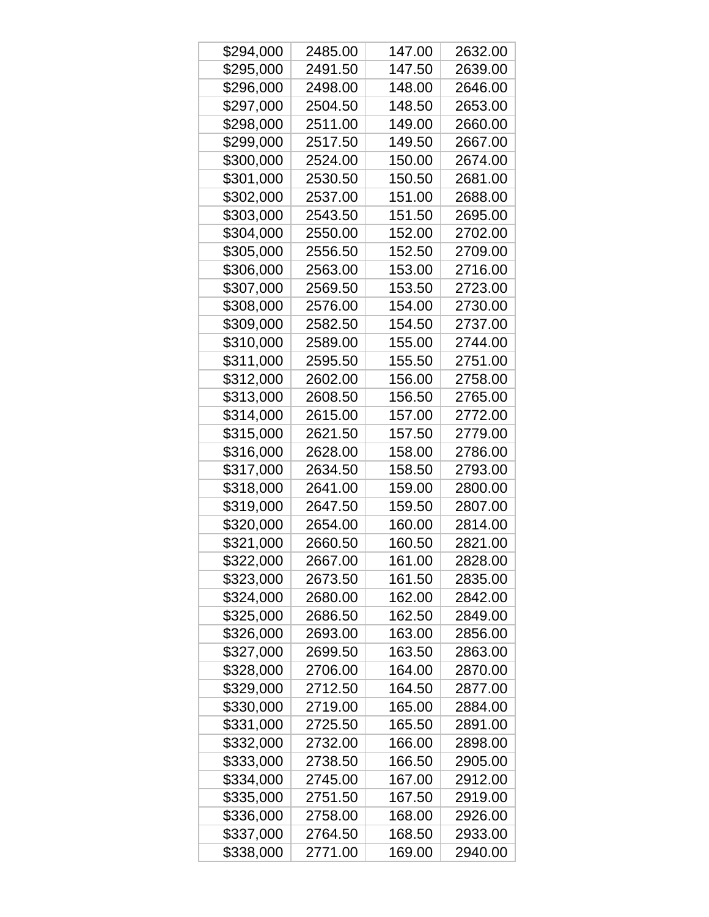| | | | |
|---|---|---|---|
| $294,000 | 2485.00 | 147.00 | 2632.00 |
| $295,000 | 2491.50 | 147.50 | 2639.00 |
| $296,000 | 2498.00 | 148.00 | 2646.00 |
| $297,000 | 2504.50 | 148.50 | 2653.00 |
| $298,000 | 2511.00 | 149.00 | 2660.00 |
| $299,000 | 2517.50 | 149.50 | 2667.00 |
| $300,000 | 2524.00 | 150.00 | 2674.00 |
| $301,000 | 2530.50 | 150.50 | 2681.00 |
| $302,000 | 2537.00 | 151.00 | 2688.00 |
| $303,000 | 2543.50 | 151.50 | 2695.00 |
| $304,000 | 2550.00 | 152.00 | 2702.00 |
| $305,000 | 2556.50 | 152.50 | 2709.00 |
| $306,000 | 2563.00 | 153.00 | 2716.00 |
| $307,000 | 2569.50 | 153.50 | 2723.00 |
| $308,000 | 2576.00 | 154.00 | 2730.00 |
| $309,000 | 2582.50 | 154.50 | 2737.00 |
| $310,000 | 2589.00 | 155.00 | 2744.00 |
| $311,000 | 2595.50 | 155.50 | 2751.00 |
| $312,000 | 2602.00 | 156.00 | 2758.00 |
| $313,000 | 2608.50 | 156.50 | 2765.00 |
| $314,000 | 2615.00 | 157.00 | 2772.00 |
| $315,000 | 2621.50 | 157.50 | 2779.00 |
| $316,000 | 2628.00 | 158.00 | 2786.00 |
| $317,000 | 2634.50 | 158.50 | 2793.00 |
| $318,000 | 2641.00 | 159.00 | 2800.00 |
| $319,000 | 2647.50 | 159.50 | 2807.00 |
| $320,000 | 2654.00 | 160.00 | 2814.00 |
| $321,000 | 2660.50 | 160.50 | 2821.00 |
| $322,000 | 2667.00 | 161.00 | 2828.00 |
| $323,000 | 2673.50 | 161.50 | 2835.00 |
| $324,000 | 2680.00 | 162.00 | 2842.00 |
| $325,000 | 2686.50 | 162.50 | 2849.00 |
| $326,000 | 2693.00 | 163.00 | 2856.00 |
| $327,000 | 2699.50 | 163.50 | 2863.00 |
| $328,000 | 2706.00 | 164.00 | 2870.00 |
| $329,000 | 2712.50 | 164.50 | 2877.00 |
| $330,000 | 2719.00 | 165.00 | 2884.00 |
| $331,000 | 2725.50 | 165.50 | 2891.00 |
| $332,000 | 2732.00 | 166.00 | 2898.00 |
| $333,000 | 2738.50 | 166.50 | 2905.00 |
| $334,000 | 2745.00 | 167.00 | 2912.00 |
| $335,000 | 2751.50 | 167.50 | 2919.00 |
| $336,000 | 2758.00 | 168.00 | 2926.00 |
| $337,000 | 2764.50 | 168.50 | 2933.00 |
| $338,000 | 2771.00 | 169.00 | 2940.00 |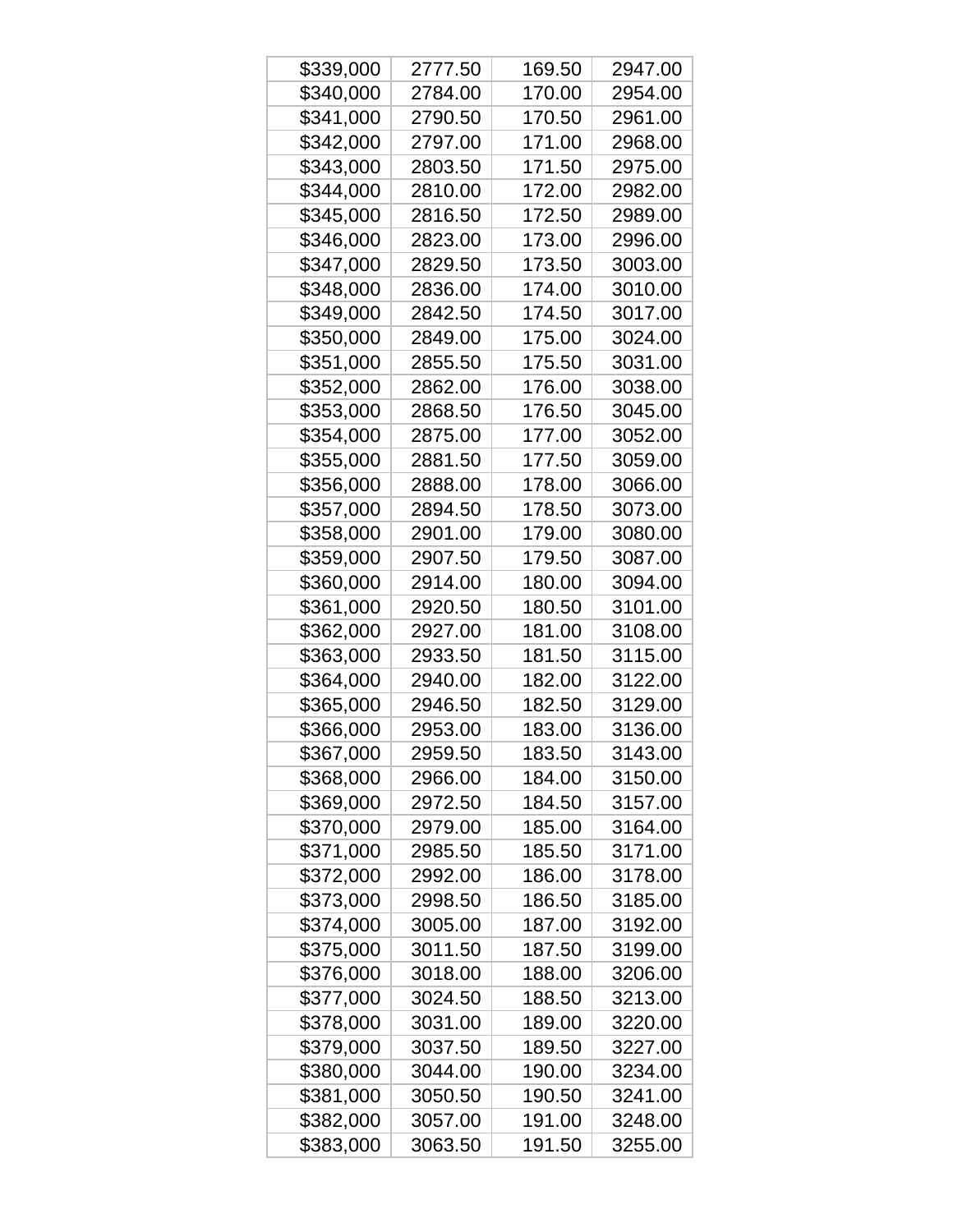| | | | |
|---|---|---|---|
| $339,000 | 2777.50 | 169.50 | 2947.00 |
| $340,000 | 2784.00 | 170.00 | 2954.00 |
| $341,000 | 2790.50 | 170.50 | 2961.00 |
| $342,000 | 2797.00 | 171.00 | 2968.00 |
| $343,000 | 2803.50 | 171.50 | 2975.00 |
| $344,000 | 2810.00 | 172.00 | 2982.00 |
| $345,000 | 2816.50 | 172.50 | 2989.00 |
| $346,000 | 2823.00 | 173.00 | 2996.00 |
| $347,000 | 2829.50 | 173.50 | 3003.00 |
| $348,000 | 2836.00 | 174.00 | 3010.00 |
| $349,000 | 2842.50 | 174.50 | 3017.00 |
| $350,000 | 2849.00 | 175.00 | 3024.00 |
| $351,000 | 2855.50 | 175.50 | 3031.00 |
| $352,000 | 2862.00 | 176.00 | 3038.00 |
| $353,000 | 2868.50 | 176.50 | 3045.00 |
| $354,000 | 2875.00 | 177.00 | 3052.00 |
| $355,000 | 2881.50 | 177.50 | 3059.00 |
| $356,000 | 2888.00 | 178.00 | 3066.00 |
| $357,000 | 2894.50 | 178.50 | 3073.00 |
| $358,000 | 2901.00 | 179.00 | 3080.00 |
| $359,000 | 2907.50 | 179.50 | 3087.00 |
| $360,000 | 2914.00 | 180.00 | 3094.00 |
| $361,000 | 2920.50 | 180.50 | 3101.00 |
| $362,000 | 2927.00 | 181.00 | 3108.00 |
| $363,000 | 2933.50 | 181.50 | 3115.00 |
| $364,000 | 2940.00 | 182.00 | 3122.00 |
| $365,000 | 2946.50 | 182.50 | 3129.00 |
| $366,000 | 2953.00 | 183.00 | 3136.00 |
| $367,000 | 2959.50 | 183.50 | 3143.00 |
| $368,000 | 2966.00 | 184.00 | 3150.00 |
| $369,000 | 2972.50 | 184.50 | 3157.00 |
| $370,000 | 2979.00 | 185.00 | 3164.00 |
| $371,000 | 2985.50 | 185.50 | 3171.00 |
| $372,000 | 2992.00 | 186.00 | 3178.00 |
| $373,000 | 2998.50 | 186.50 | 3185.00 |
| $374,000 | 3005.00 | 187.00 | 3192.00 |
| $375,000 | 3011.50 | 187.50 | 3199.00 |
| $376,000 | 3018.00 | 188.00 | 3206.00 |
| $377,000 | 3024.50 | 188.50 | 3213.00 |
| $378,000 | 3031.00 | 189.00 | 3220.00 |
| $379,000 | 3037.50 | 189.50 | 3227.00 |
| $380,000 | 3044.00 | 190.00 | 3234.00 |
| $381,000 | 3050.50 | 190.50 | 3241.00 |
| $382,000 | 3057.00 | 191.00 | 3248.00 |
| $383,000 | 3063.50 | 191.50 | 3255.00 |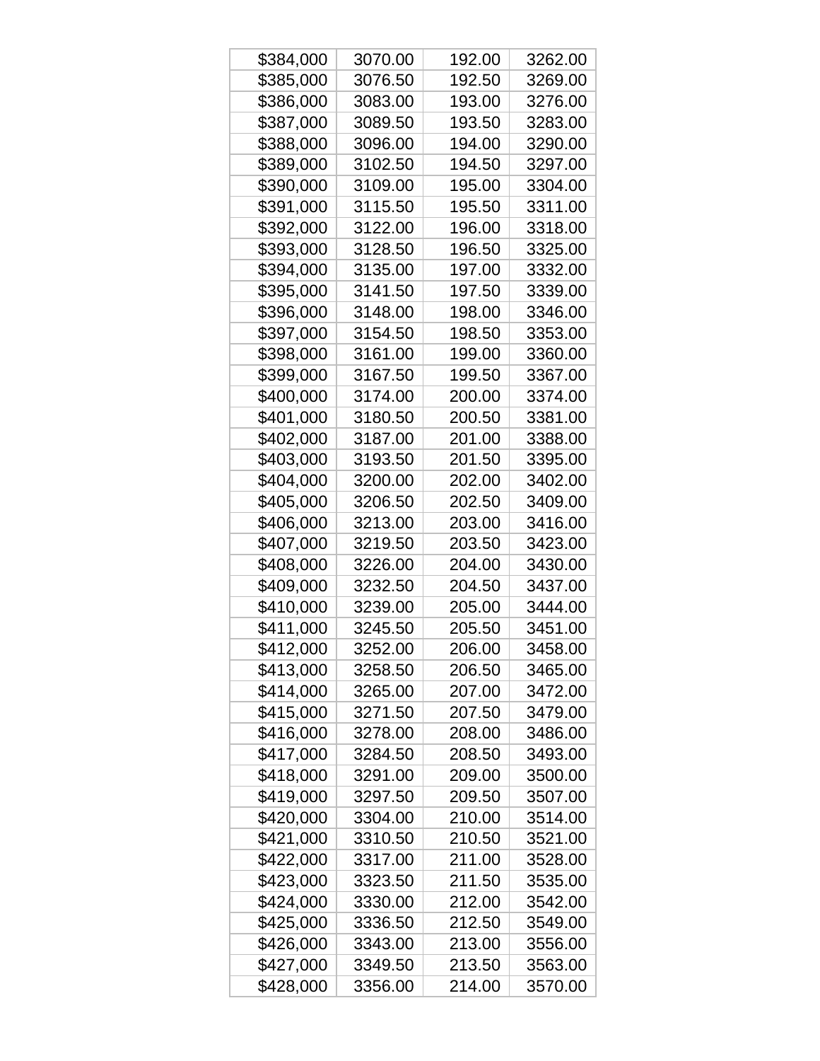| | | | |
|---|---|---|---|
| $384,000 | 3070.00 | 192.00 | 3262.00 |
| $385,000 | 3076.50 | 192.50 | 3269.00 |
| $386,000 | 3083.00 | 193.00 | 3276.00 |
| $387,000 | 3089.50 | 193.50 | 3283.00 |
| $388,000 | 3096.00 | 194.00 | 3290.00 |
| $389,000 | 3102.50 | 194.50 | 3297.00 |
| $390,000 | 3109.00 | 195.00 | 3304.00 |
| $391,000 | 3115.50 | 195.50 | 3311.00 |
| $392,000 | 3122.00 | 196.00 | 3318.00 |
| $393,000 | 3128.50 | 196.50 | 3325.00 |
| $394,000 | 3135.00 | 197.00 | 3332.00 |
| $395,000 | 3141.50 | 197.50 | 3339.00 |
| $396,000 | 3148.00 | 198.00 | 3346.00 |
| $397,000 | 3154.50 | 198.50 | 3353.00 |
| $398,000 | 3161.00 | 199.00 | 3360.00 |
| $399,000 | 3167.50 | 199.50 | 3367.00 |
| $400,000 | 3174.00 | 200.00 | 3374.00 |
| $401,000 | 3180.50 | 200.50 | 3381.00 |
| $402,000 | 3187.00 | 201.00 | 3388.00 |
| $403,000 | 3193.50 | 201.50 | 3395.00 |
| $404,000 | 3200.00 | 202.00 | 3402.00 |
| $405,000 | 3206.50 | 202.50 | 3409.00 |
| $406,000 | 3213.00 | 203.00 | 3416.00 |
| $407,000 | 3219.50 | 203.50 | 3423.00 |
| $408,000 | 3226.00 | 204.00 | 3430.00 |
| $409,000 | 3232.50 | 204.50 | 3437.00 |
| $410,000 | 3239.00 | 205.00 | 3444.00 |
| $411,000 | 3245.50 | 205.50 | 3451.00 |
| $412,000 | 3252.00 | 206.00 | 3458.00 |
| $413,000 | 3258.50 | 206.50 | 3465.00 |
| $414,000 | 3265.00 | 207.00 | 3472.00 |
| $415,000 | 3271.50 | 207.50 | 3479.00 |
| $416,000 | 3278.00 | 208.00 | 3486.00 |
| $417,000 | 3284.50 | 208.50 | 3493.00 |
| $418,000 | 3291.00 | 209.00 | 3500.00 |
| $419,000 | 3297.50 | 209.50 | 3507.00 |
| $420,000 | 3304.00 | 210.00 | 3514.00 |
| $421,000 | 3310.50 | 210.50 | 3521.00 |
| $422,000 | 3317.00 | 211.00 | 3528.00 |
| $423,000 | 3323.50 | 211.50 | 3535.00 |
| $424,000 | 3330.00 | 212.00 | 3542.00 |
| $425,000 | 3336.50 | 212.50 | 3549.00 |
| $426,000 | 3343.00 | 213.00 | 3556.00 |
| $427,000 | 3349.50 | 213.50 | 3563.00 |
| $428,000 | 3356.00 | 214.00 | 3570.00 |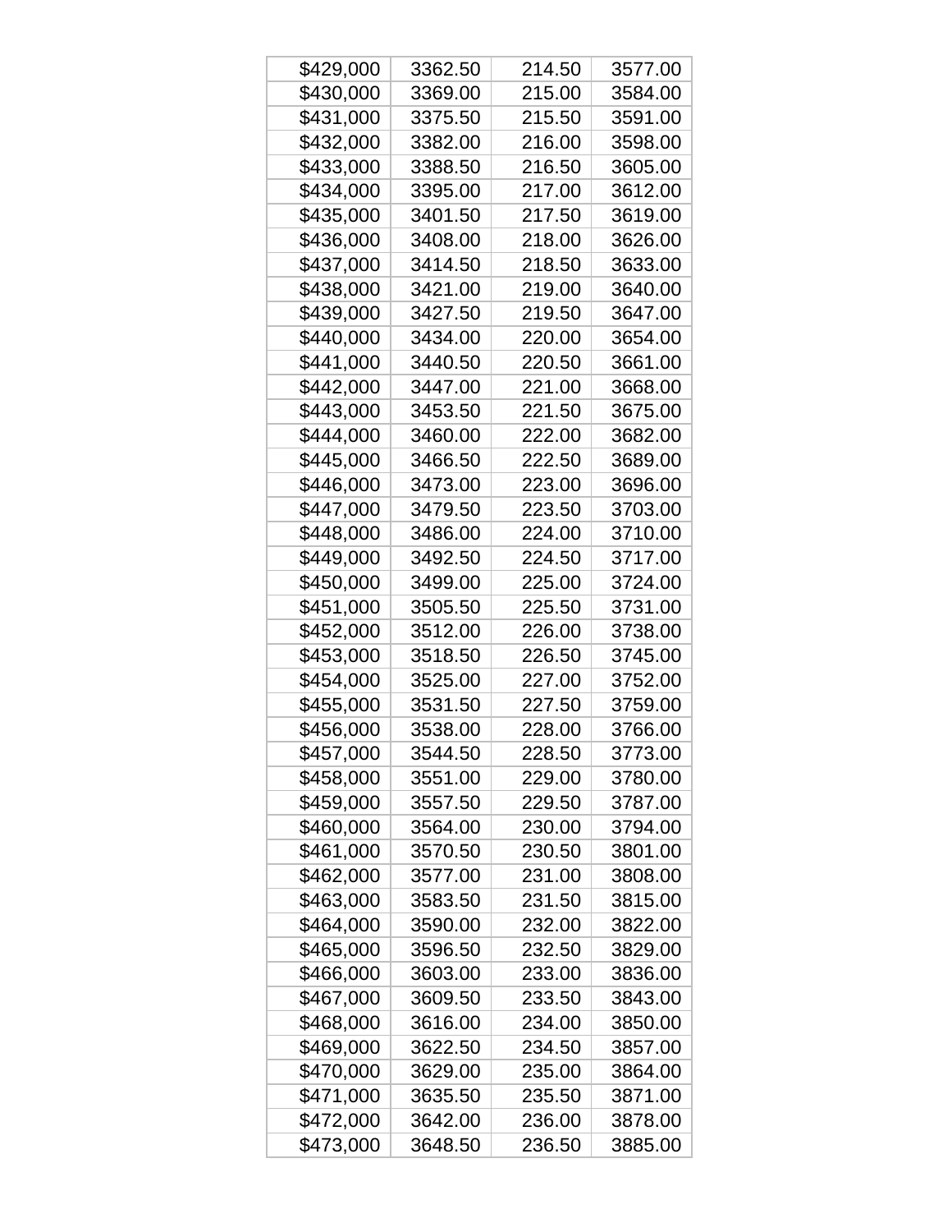| | | | |
|---|---|---|---|
| $429,000 | 3362.50 | 214.50 | 3577.00 |
| $430,000 | 3369.00 | 215.00 | 3584.00 |
| $431,000 | 3375.50 | 215.50 | 3591.00 |
| $432,000 | 3382.00 | 216.00 | 3598.00 |
| $433,000 | 3388.50 | 216.50 | 3605.00 |
| $434,000 | 3395.00 | 217.00 | 3612.00 |
| $435,000 | 3401.50 | 217.50 | 3619.00 |
| $436,000 | 3408.00 | 218.00 | 3626.00 |
| $437,000 | 3414.50 | 218.50 | 3633.00 |
| $438,000 | 3421.00 | 219.00 | 3640.00 |
| $439,000 | 3427.50 | 219.50 | 3647.00 |
| $440,000 | 3434.00 | 220.00 | 3654.00 |
| $441,000 | 3440.50 | 220.50 | 3661.00 |
| $442,000 | 3447.00 | 221.00 | 3668.00 |
| $443,000 | 3453.50 | 221.50 | 3675.00 |
| $444,000 | 3460.00 | 222.00 | 3682.00 |
| $445,000 | 3466.50 | 222.50 | 3689.00 |
| $446,000 | 3473.00 | 223.00 | 3696.00 |
| $447,000 | 3479.50 | 223.50 | 3703.00 |
| $448,000 | 3486.00 | 224.00 | 3710.00 |
| $449,000 | 3492.50 | 224.50 | 3717.00 |
| $450,000 | 3499.00 | 225.00 | 3724.00 |
| $451,000 | 3505.50 | 225.50 | 3731.00 |
| $452,000 | 3512.00 | 226.00 | 3738.00 |
| $453,000 | 3518.50 | 226.50 | 3745.00 |
| $454,000 | 3525.00 | 227.00 | 3752.00 |
| $455,000 | 3531.50 | 227.50 | 3759.00 |
| $456,000 | 3538.00 | 228.00 | 3766.00 |
| $457,000 | 3544.50 | 228.50 | 3773.00 |
| $458,000 | 3551.00 | 229.00 | 3780.00 |
| $459,000 | 3557.50 | 229.50 | 3787.00 |
| $460,000 | 3564.00 | 230.00 | 3794.00 |
| $461,000 | 3570.50 | 230.50 | 3801.00 |
| $462,000 | 3577.00 | 231.00 | 3808.00 |
| $463,000 | 3583.50 | 231.50 | 3815.00 |
| $464,000 | 3590.00 | 232.00 | 3822.00 |
| $465,000 | 3596.50 | 232.50 | 3829.00 |
| $466,000 | 3603.00 | 233.00 | 3836.00 |
| $467,000 | 3609.50 | 233.50 | 3843.00 |
| $468,000 | 3616.00 | 234.00 | 3850.00 |
| $469,000 | 3622.50 | 234.50 | 3857.00 |
| $470,000 | 3629.00 | 235.00 | 3864.00 |
| $471,000 | 3635.50 | 235.50 | 3871.00 |
| $472,000 | 3642.00 | 236.00 | 3878.00 |
| $473,000 | 3648.50 | 236.50 | 3885.00 |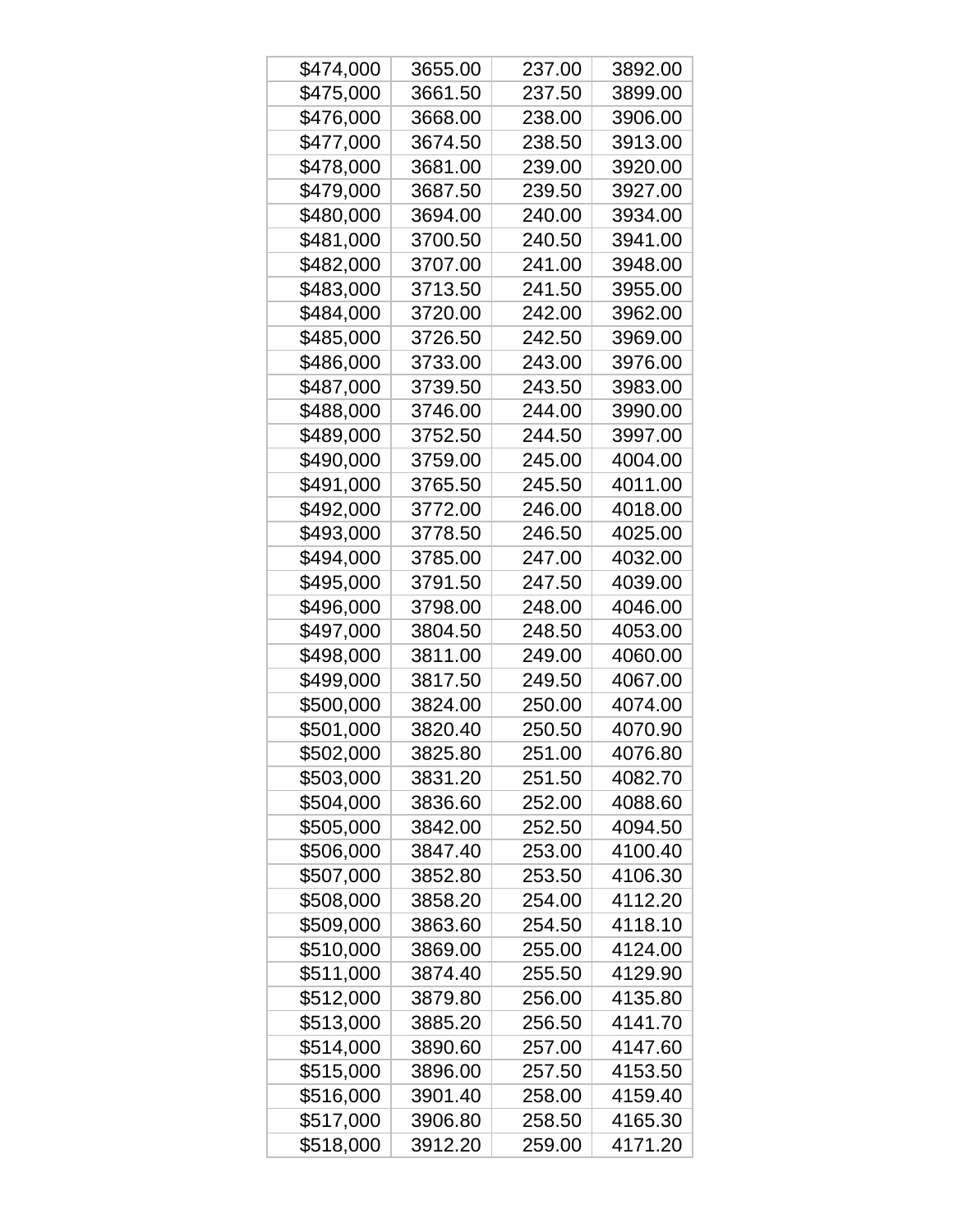| | | | |
|---|---|---|---|
| $474,000 | 3655.00 | 237.00 | 3892.00 |
| $475,000 | 3661.50 | 237.50 | 3899.00 |
| $476,000 | 3668.00 | 238.00 | 3906.00 |
| $477,000 | 3674.50 | 238.50 | 3913.00 |
| $478,000 | 3681.00 | 239.00 | 3920.00 |
| $479,000 | 3687.50 | 239.50 | 3927.00 |
| $480,000 | 3694.00 | 240.00 | 3934.00 |
| $481,000 | 3700.50 | 240.50 | 3941.00 |
| $482,000 | 3707.00 | 241.00 | 3948.00 |
| $483,000 | 3713.50 | 241.50 | 3955.00 |
| $484,000 | 3720.00 | 242.00 | 3962.00 |
| $485,000 | 3726.50 | 242.50 | 3969.00 |
| $486,000 | 3733.00 | 243.00 | 3976.00 |
| $487,000 | 3739.50 | 243.50 | 3983.00 |
| $488,000 | 3746.00 | 244.00 | 3990.00 |
| $489,000 | 3752.50 | 244.50 | 3997.00 |
| $490,000 | 3759.00 | 245.00 | 4004.00 |
| $491,000 | 3765.50 | 245.50 | 4011.00 |
| $492,000 | 3772.00 | 246.00 | 4018.00 |
| $493,000 | 3778.50 | 246.50 | 4025.00 |
| $494,000 | 3785.00 | 247.00 | 4032.00 |
| $495,000 | 3791.50 | 247.50 | 4039.00 |
| $496,000 | 3798.00 | 248.00 | 4046.00 |
| $497,000 | 3804.50 | 248.50 | 4053.00 |
| $498,000 | 3811.00 | 249.00 | 4060.00 |
| $499,000 | 3817.50 | 249.50 | 4067.00 |
| $500,000 | 3824.00 | 250.00 | 4074.00 |
| $501,000 | 3820.40 | 250.50 | 4070.90 |
| $502,000 | 3825.80 | 251.00 | 4076.80 |
| $503,000 | 3831.20 | 251.50 | 4082.70 |
| $504,000 | 3836.60 | 252.00 | 4088.60 |
| $505,000 | 3842.00 | 252.50 | 4094.50 |
| $506,000 | 3847.40 | 253.00 | 4100.40 |
| $507,000 | 3852.80 | 253.50 | 4106.30 |
| $508,000 | 3858.20 | 254.00 | 4112.20 |
| $509,000 | 3863.60 | 254.50 | 4118.10 |
| $510,000 | 3869.00 | 255.00 | 4124.00 |
| $511,000 | 3874.40 | 255.50 | 4129.90 |
| $512,000 | 3879.80 | 256.00 | 4135.80 |
| $513,000 | 3885.20 | 256.50 | 4141.70 |
| $514,000 | 3890.60 | 257.00 | 4147.60 |
| $515,000 | 3896.00 | 257.50 | 4153.50 |
| $516,000 | 3901.40 | 258.00 | 4159.40 |
| $517,000 | 3906.80 | 258.50 | 4165.30 |
| $518,000 | 3912.20 | 259.00 | 4171.20 |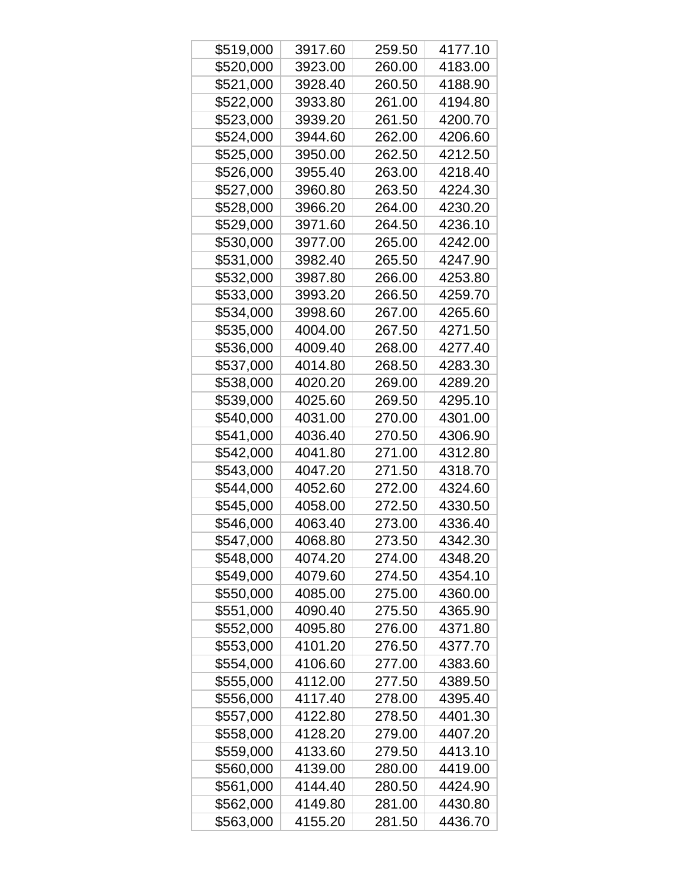| | | | |
|---|---|---|---|
| $519,000 | 3917.60 | 259.50 | 4177.10 |
| $520,000 | 3923.00 | 260.00 | 4183.00 |
| $521,000 | 3928.40 | 260.50 | 4188.90 |
| $522,000 | 3933.80 | 261.00 | 4194.80 |
| $523,000 | 3939.20 | 261.50 | 4200.70 |
| $524,000 | 3944.60 | 262.00 | 4206.60 |
| $525,000 | 3950.00 | 262.50 | 4212.50 |
| $526,000 | 3955.40 | 263.00 | 4218.40 |
| $527,000 | 3960.80 | 263.50 | 4224.30 |
| $528,000 | 3966.20 | 264.00 | 4230.20 |
| $529,000 | 3971.60 | 264.50 | 4236.10 |
| $530,000 | 3977.00 | 265.00 | 4242.00 |
| $531,000 | 3982.40 | 265.50 | 4247.90 |
| $532,000 | 3987.80 | 266.00 | 4253.80 |
| $533,000 | 3993.20 | 266.50 | 4259.70 |
| $534,000 | 3998.60 | 267.00 | 4265.60 |
| $535,000 | 4004.00 | 267.50 | 4271.50 |
| $536,000 | 4009.40 | 268.00 | 4277.40 |
| $537,000 | 4014.80 | 268.50 | 4283.30 |
| $538,000 | 4020.20 | 269.00 | 4289.20 |
| $539,000 | 4025.60 | 269.50 | 4295.10 |
| $540,000 | 4031.00 | 270.00 | 4301.00 |
| $541,000 | 4036.40 | 270.50 | 4306.90 |
| $542,000 | 4041.80 | 271.00 | 4312.80 |
| $543,000 | 4047.20 | 271.50 | 4318.70 |
| $544,000 | 4052.60 | 272.00 | 4324.60 |
| $545,000 | 4058.00 | 272.50 | 4330.50 |
| $546,000 | 4063.40 | 273.00 | 4336.40 |
| $547,000 | 4068.80 | 273.50 | 4342.30 |
| $548,000 | 4074.20 | 274.00 | 4348.20 |
| $549,000 | 4079.60 | 274.50 | 4354.10 |
| $550,000 | 4085.00 | 275.00 | 4360.00 |
| $551,000 | 4090.40 | 275.50 | 4365.90 |
| $552,000 | 4095.80 | 276.00 | 4371.80 |
| $553,000 | 4101.20 | 276.50 | 4377.70 |
| $554,000 | 4106.60 | 277.00 | 4383.60 |
| $555,000 | 4112.00 | 277.50 | 4389.50 |
| $556,000 | 4117.40 | 278.00 | 4395.40 |
| $557,000 | 4122.80 | 278.50 | 4401.30 |
| $558,000 | 4128.20 | 279.00 | 4407.20 |
| $559,000 | 4133.60 | 279.50 | 4413.10 |
| $560,000 | 4139.00 | 280.00 | 4419.00 |
| $561,000 | 4144.40 | 280.50 | 4424.90 |
| $562,000 | 4149.80 | 281.00 | 4430.80 |
| $563,000 | 4155.20 | 281.50 | 4436.70 |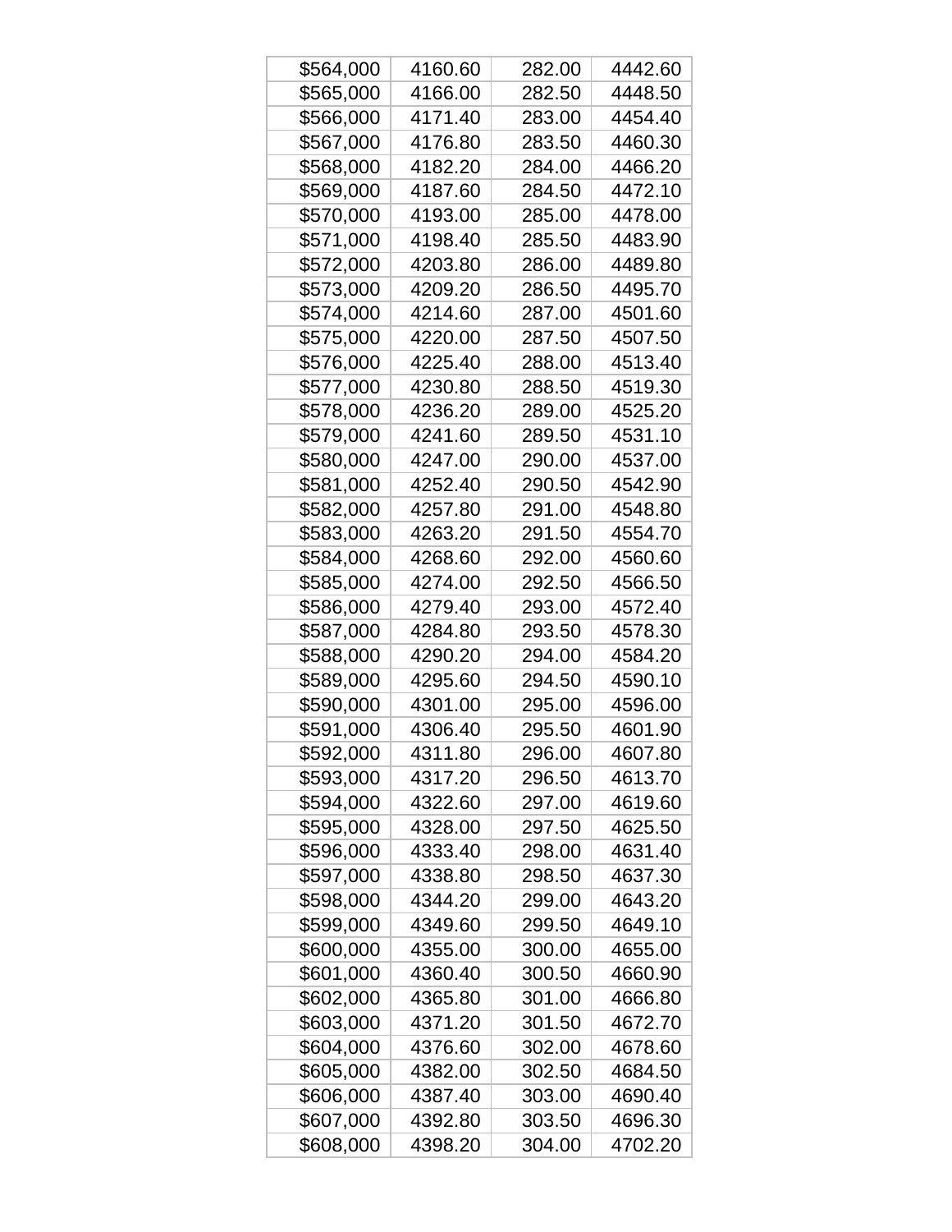| | | | |
|---|---|---|---|
| $564,000 | 4160.60 | 282.00 | 4442.60 |
| $565,000 | 4166.00 | 282.50 | 4448.50 |
| $566,000 | 4171.40 | 283.00 | 4454.40 |
| $567,000 | 4176.80 | 283.50 | 4460.30 |
| $568,000 | 4182.20 | 284.00 | 4466.20 |
| $569,000 | 4187.60 | 284.50 | 4472.10 |
| $570,000 | 4193.00 | 285.00 | 4478.00 |
| $571,000 | 4198.40 | 285.50 | 4483.90 |
| $572,000 | 4203.80 | 286.00 | 4489.80 |
| $573,000 | 4209.20 | 286.50 | 4495.70 |
| $574,000 | 4214.60 | 287.00 | 4501.60 |
| $575,000 | 4220.00 | 287.50 | 4507.50 |
| $576,000 | 4225.40 | 288.00 | 4513.40 |
| $577,000 | 4230.80 | 288.50 | 4519.30 |
| $578,000 | 4236.20 | 289.00 | 4525.20 |
| $579,000 | 4241.60 | 289.50 | 4531.10 |
| $580,000 | 4247.00 | 290.00 | 4537.00 |
| $581,000 | 4252.40 | 290.50 | 4542.90 |
| $582,000 | 4257.80 | 291.00 | 4548.80 |
| $583,000 | 4263.20 | 291.50 | 4554.70 |
| $584,000 | 4268.60 | 292.00 | 4560.60 |
| $585,000 | 4274.00 | 292.50 | 4566.50 |
| $586,000 | 4279.40 | 293.00 | 4572.40 |
| $587,000 | 4284.80 | 293.50 | 4578.30 |
| $588,000 | 4290.20 | 294.00 | 4584.20 |
| $589,000 | 4295.60 | 294.50 | 4590.10 |
| $590,000 | 4301.00 | 295.00 | 4596.00 |
| $591,000 | 4306.40 | 295.50 | 4601.90 |
| $592,000 | 4311.80 | 296.00 | 4607.80 |
| $593,000 | 4317.20 | 296.50 | 4613.70 |
| $594,000 | 4322.60 | 297.00 | 4619.60 |
| $595,000 | 4328.00 | 297.50 | 4625.50 |
| $596,000 | 4333.40 | 298.00 | 4631.40 |
| $597,000 | 4338.80 | 298.50 | 4637.30 |
| $598,000 | 4344.20 | 299.00 | 4643.20 |
| $599,000 | 4349.60 | 299.50 | 4649.10 |
| $600,000 | 4355.00 | 300.00 | 4655.00 |
| $601,000 | 4360.40 | 300.50 | 4660.90 |
| $602,000 | 4365.80 | 301.00 | 4666.80 |
| $603,000 | 4371.20 | 301.50 | 4672.70 |
| $604,000 | 4376.60 | 302.00 | 4678.60 |
| $605,000 | 4382.00 | 302.50 | 4684.50 |
| $606,000 | 4387.40 | 303.00 | 4690.40 |
| $607,000 | 4392.80 | 303.50 | 4696.30 |
| $608,000 | 4398.20 | 304.00 | 4702.20 |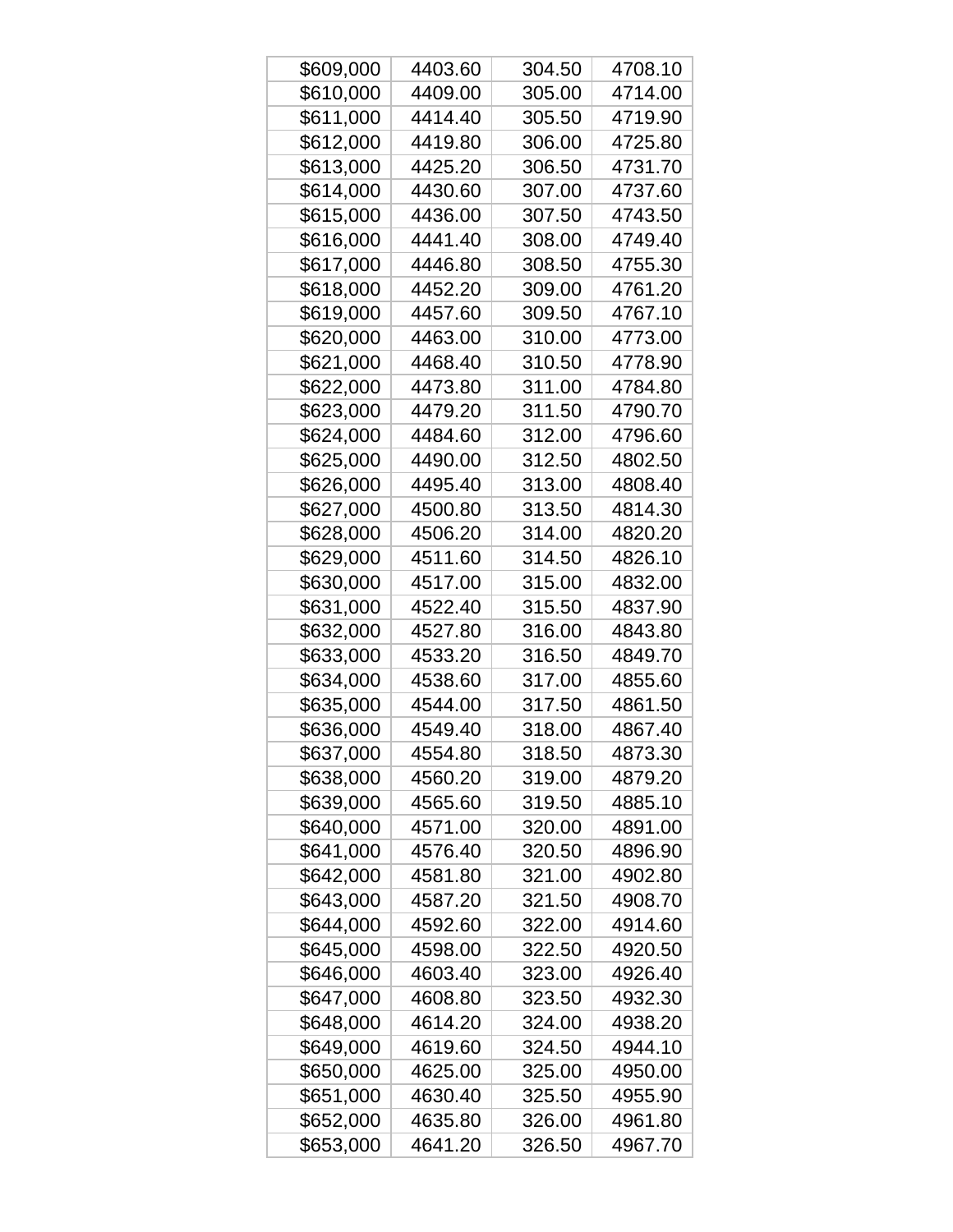| | | | |
|---|---|---|---|
| $609,000 | 4403.60 | 304.50 | 4708.10 |
| $610,000 | 4409.00 | 305.00 | 4714.00 |
| $611,000 | 4414.40 | 305.50 | 4719.90 |
| $612,000 | 4419.80 | 306.00 | 4725.80 |
| $613,000 | 4425.20 | 306.50 | 4731.70 |
| $614,000 | 4430.60 | 307.00 | 4737.60 |
| $615,000 | 4436.00 | 307.50 | 4743.50 |
| $616,000 | 4441.40 | 308.00 | 4749.40 |
| $617,000 | 4446.80 | 308.50 | 4755.30 |
| $618,000 | 4452.20 | 309.00 | 4761.20 |
| $619,000 | 4457.60 | 309.50 | 4767.10 |
| $620,000 | 4463.00 | 310.00 | 4773.00 |
| $621,000 | 4468.40 | 310.50 | 4778.90 |
| $622,000 | 4473.80 | 311.00 | 4784.80 |
| $623,000 | 4479.20 | 311.50 | 4790.70 |
| $624,000 | 4484.60 | 312.00 | 4796.60 |
| $625,000 | 4490.00 | 312.50 | 4802.50 |
| $626,000 | 4495.40 | 313.00 | 4808.40 |
| $627,000 | 4500.80 | 313.50 | 4814.30 |
| $628,000 | 4506.20 | 314.00 | 4820.20 |
| $629,000 | 4511.60 | 314.50 | 4826.10 |
| $630,000 | 4517.00 | 315.00 | 4832.00 |
| $631,000 | 4522.40 | 315.50 | 4837.90 |
| $632,000 | 4527.80 | 316.00 | 4843.80 |
| $633,000 | 4533.20 | 316.50 | 4849.70 |
| $634,000 | 4538.60 | 317.00 | 4855.60 |
| $635,000 | 4544.00 | 317.50 | 4861.50 |
| $636,000 | 4549.40 | 318.00 | 4867.40 |
| $637,000 | 4554.80 | 318.50 | 4873.30 |
| $638,000 | 4560.20 | 319.00 | 4879.20 |
| $639,000 | 4565.60 | 319.50 | 4885.10 |
| $640,000 | 4571.00 | 320.00 | 4891.00 |
| $641,000 | 4576.40 | 320.50 | 4896.90 |
| $642,000 | 4581.80 | 321.00 | 4902.80 |
| $643,000 | 4587.20 | 321.50 | 4908.70 |
| $644,000 | 4592.60 | 322.00 | 4914.60 |
| $645,000 | 4598.00 | 322.50 | 4920.50 |
| $646,000 | 4603.40 | 323.00 | 4926.40 |
| $647,000 | 4608.80 | 323.50 | 4932.30 |
| $648,000 | 4614.20 | 324.00 | 4938.20 |
| $649,000 | 4619.60 | 324.50 | 4944.10 |
| $650,000 | 4625.00 | 325.00 | 4950.00 |
| $651,000 | 4630.40 | 325.50 | 4955.90 |
| $652,000 | 4635.80 | 326.00 | 4961.80 |
| $653,000 | 4641.20 | 326.50 | 4967.70 |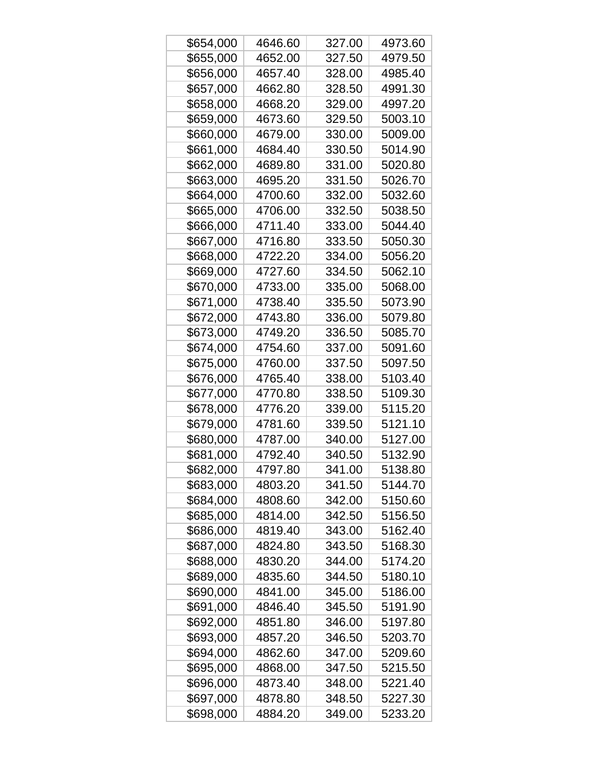| | | | |
|---|---|---|---|
| $654,000 | 4646.60 | 327.00 | 4973.60 |
| $655,000 | 4652.00 | 327.50 | 4979.50 |
| $656,000 | 4657.40 | 328.00 | 4985.40 |
| $657,000 | 4662.80 | 328.50 | 4991.30 |
| $658,000 | 4668.20 | 329.00 | 4997.20 |
| $659,000 | 4673.60 | 329.50 | 5003.10 |
| $660,000 | 4679.00 | 330.00 | 5009.00 |
| $661,000 | 4684.40 | 330.50 | 5014.90 |
| $662,000 | 4689.80 | 331.00 | 5020.80 |
| $663,000 | 4695.20 | 331.50 | 5026.70 |
| $664,000 | 4700.60 | 332.00 | 5032.60 |
| $665,000 | 4706.00 | 332.50 | 5038.50 |
| $666,000 | 4711.40 | 333.00 | 5044.40 |
| $667,000 | 4716.80 | 333.50 | 5050.30 |
| $668,000 | 4722.20 | 334.00 | 5056.20 |
| $669,000 | 4727.60 | 334.50 | 5062.10 |
| $670,000 | 4733.00 | 335.00 | 5068.00 |
| $671,000 | 4738.40 | 335.50 | 5073.90 |
| $672,000 | 4743.80 | 336.00 | 5079.80 |
| $673,000 | 4749.20 | 336.50 | 5085.70 |
| $674,000 | 4754.60 | 337.00 | 5091.60 |
| $675,000 | 4760.00 | 337.50 | 5097.50 |
| $676,000 | 4765.40 | 338.00 | 5103.40 |
| $677,000 | 4770.80 | 338.50 | 5109.30 |
| $678,000 | 4776.20 | 339.00 | 5115.20 |
| $679,000 | 4781.60 | 339.50 | 5121.10 |
| $680,000 | 4787.00 | 340.00 | 5127.00 |
| $681,000 | 4792.40 | 340.50 | 5132.90 |
| $682,000 | 4797.80 | 341.00 | 5138.80 |
| $683,000 | 4803.20 | 341.50 | 5144.70 |
| $684,000 | 4808.60 | 342.00 | 5150.60 |
| $685,000 | 4814.00 | 342.50 | 5156.50 |
| $686,000 | 4819.40 | 343.00 | 5162.40 |
| $687,000 | 4824.80 | 343.50 | 5168.30 |
| $688,000 | 4830.20 | 344.00 | 5174.20 |
| $689,000 | 4835.60 | 344.50 | 5180.10 |
| $690,000 | 4841.00 | 345.00 | 5186.00 |
| $691,000 | 4846.40 | 345.50 | 5191.90 |
| $692,000 | 4851.80 | 346.00 | 5197.80 |
| $693,000 | 4857.20 | 346.50 | 5203.70 |
| $694,000 | 4862.60 | 347.00 | 5209.60 |
| $695,000 | 4868.00 | 347.50 | 5215.50 |
| $696,000 | 4873.40 | 348.00 | 5221.40 |
| $697,000 | 4878.80 | 348.50 | 5227.30 |
| $698,000 | 4884.20 | 349.00 | 5233.20 |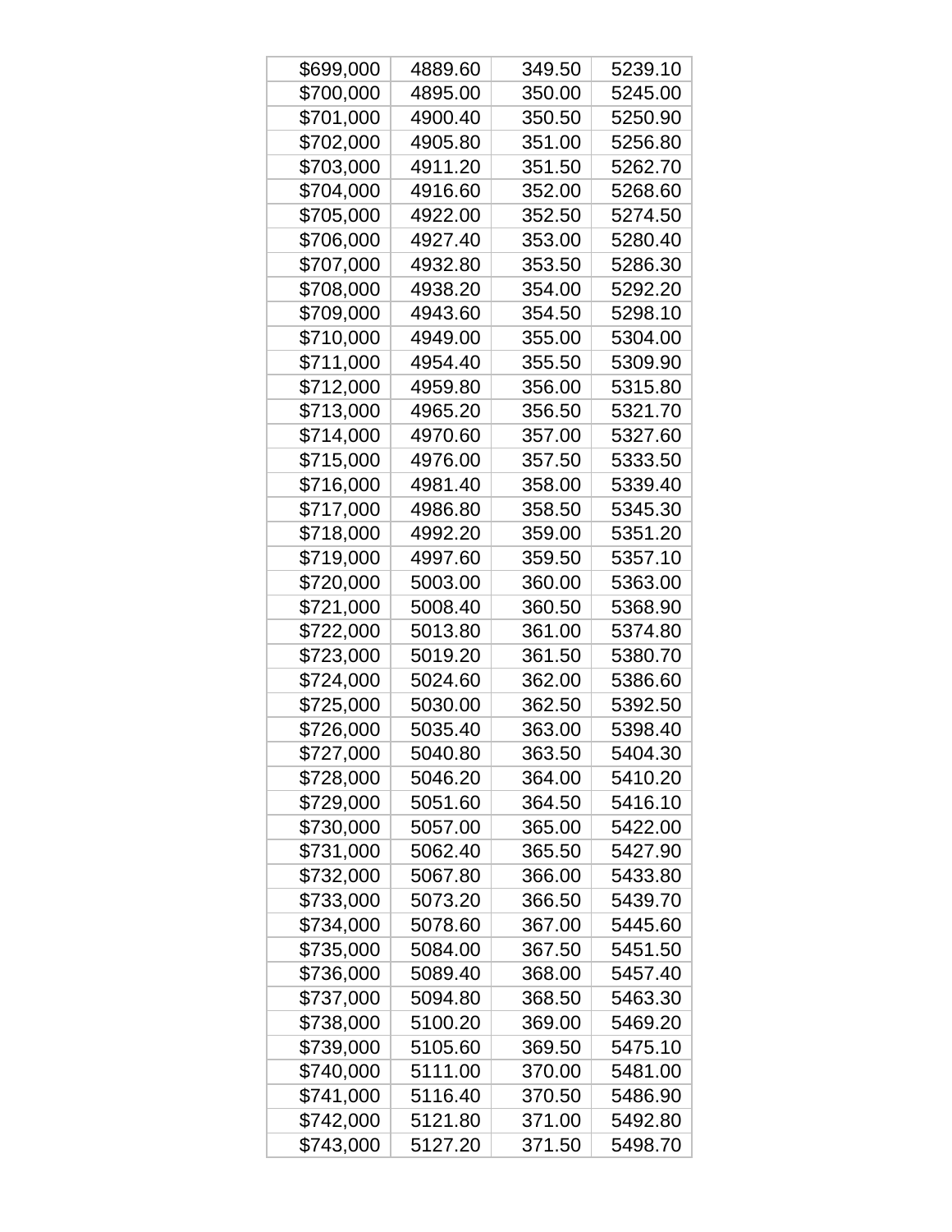| $699,000 | 4889.60 | 349.50 | 5239.10 |
| --- | --- | --- | --- |
| $700,000 | 4895.00 | 350.00 | 5245.00 |
| $701,000 | 4900.40 | 350.50 | 5250.90 |
| $702,000 | 4905.80 | 351.00 | 5256.80 |
| $703,000 | 4911.20 | 351.50 | 5262.70 |
| $704,000 | 4916.60 | 352.00 | 5268.60 |
| $705,000 | 4922.00 | 352.50 | 5274.50 |
| $706,000 | 4927.40 | 353.00 | 5280.40 |
| $707,000 | 4932.80 | 353.50 | 5286.30 |
| $708,000 | 4938.20 | 354.00 | 5292.20 |
| $709,000 | 4943.60 | 354.50 | 5298.10 |
| $710,000 | 4949.00 | 355.00 | 5304.00 |
| $711,000 | 4954.40 | 355.50 | 5309.90 |
| $712,000 | 4959.80 | 356.00 | 5315.80 |
| $713,000 | 4965.20 | 356.50 | 5321.70 |
| $714,000 | 4970.60 | 357.00 | 5327.60 |
| $715,000 | 4976.00 | 357.50 | 5333.50 |
| $716,000 | 4981.40 | 358.00 | 5339.40 |
| $717,000 | 4986.80 | 358.50 | 5345.30 |
| $718,000 | 4992.20 | 359.00 | 5351.20 |
| $719,000 | 4997.60 | 359.50 | 5357.10 |
| $720,000 | 5003.00 | 360.00 | 5363.00 |
| $721,000 | 5008.40 | 360.50 | 5368.90 |
| $722,000 | 5013.80 | 361.00 | 5374.80 |
| $723,000 | 5019.20 | 361.50 | 5380.70 |
| $724,000 | 5024.60 | 362.00 | 5386.60 |
| $725,000 | 5030.00 | 362.50 | 5392.50 |
| $726,000 | 5035.40 | 363.00 | 5398.40 |
| $727,000 | 5040.80 | 363.50 | 5404.30 |
| $728,000 | 5046.20 | 364.00 | 5410.20 |
| $729,000 | 5051.60 | 364.50 | 5416.10 |
| $730,000 | 5057.00 | 365.00 | 5422.00 |
| $731,000 | 5062.40 | 365.50 | 5427.90 |
| $732,000 | 5067.80 | 366.00 | 5433.80 |
| $733,000 | 5073.20 | 366.50 | 5439.70 |
| $734,000 | 5078.60 | 367.00 | 5445.60 |
| $735,000 | 5084.00 | 367.50 | 5451.50 |
| $736,000 | 5089.40 | 368.00 | 5457.40 |
| $737,000 | 5094.80 | 368.50 | 5463.30 |
| $738,000 | 5100.20 | 369.00 | 5469.20 |
| $739,000 | 5105.60 | 369.50 | 5475.10 |
| $740,000 | 5111.00 | 370.00 | 5481.00 |
| $741,000 | 5116.40 | 370.50 | 5486.90 |
| $742,000 | 5121.80 | 371.00 | 5492.80 |
| $743,000 | 5127.20 | 371.50 | 5498.70 |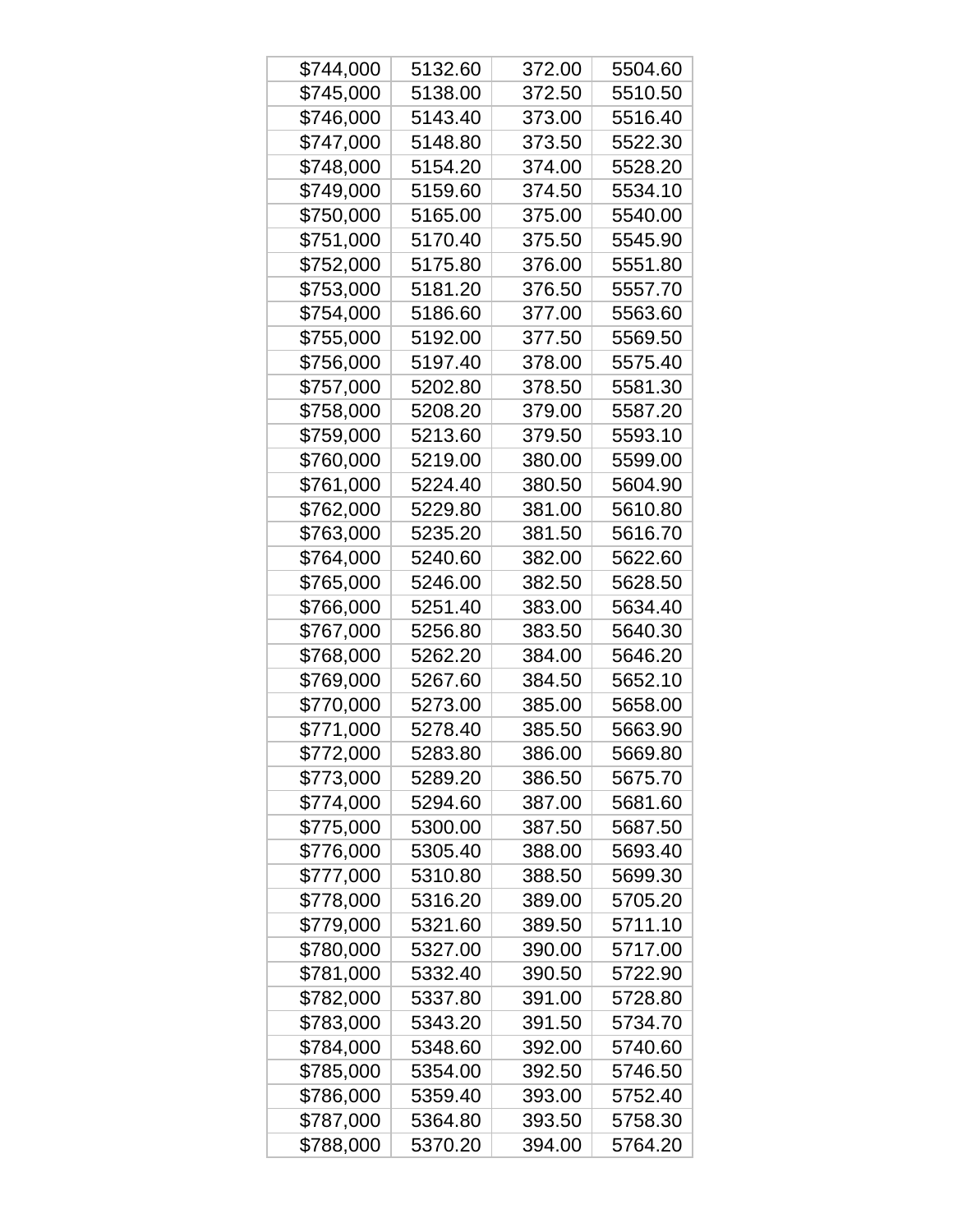| | | | |
|---|---|---|---|
| $744,000 | 5132.60 | 372.00 | 5504.60 |
| $745,000 | 5138.00 | 372.50 | 5510.50 |
| $746,000 | 5143.40 | 373.00 | 5516.40 |
| $747,000 | 5148.80 | 373.50 | 5522.30 |
| $748,000 | 5154.20 | 374.00 | 5528.20 |
| $749,000 | 5159.60 | 374.50 | 5534.10 |
| $750,000 | 5165.00 | 375.00 | 5540.00 |
| $751,000 | 5170.40 | 375.50 | 5545.90 |
| $752,000 | 5175.80 | 376.00 | 5551.80 |
| $753,000 | 5181.20 | 376.50 | 5557.70 |
| $754,000 | 5186.60 | 377.00 | 5563.60 |
| $755,000 | 5192.00 | 377.50 | 5569.50 |
| $756,000 | 5197.40 | 378.00 | 5575.40 |
| $757,000 | 5202.80 | 378.50 | 5581.30 |
| $758,000 | 5208.20 | 379.00 | 5587.20 |
| $759,000 | 5213.60 | 379.50 | 5593.10 |
| $760,000 | 5219.00 | 380.00 | 5599.00 |
| $761,000 | 5224.40 | 380.50 | 5604.90 |
| $762,000 | 5229.80 | 381.00 | 5610.80 |
| $763,000 | 5235.20 | 381.50 | 5616.70 |
| $764,000 | 5240.60 | 382.00 | 5622.60 |
| $765,000 | 5246.00 | 382.50 | 5628.50 |
| $766,000 | 5251.40 | 383.00 | 5634.40 |
| $767,000 | 5256.80 | 383.50 | 5640.30 |
| $768,000 | 5262.20 | 384.00 | 5646.20 |
| $769,000 | 5267.60 | 384.50 | 5652.10 |
| $770,000 | 5273.00 | 385.00 | 5658.00 |
| $771,000 | 5278.40 | 385.50 | 5663.90 |
| $772,000 | 5283.80 | 386.00 | 5669.80 |
| $773,000 | 5289.20 | 386.50 | 5675.70 |
| $774,000 | 5294.60 | 387.00 | 5681.60 |
| $775,000 | 5300.00 | 387.50 | 5687.50 |
| $776,000 | 5305.40 | 388.00 | 5693.40 |
| $777,000 | 5310.80 | 388.50 | 5699.30 |
| $778,000 | 5316.20 | 389.00 | 5705.20 |
| $779,000 | 5321.60 | 389.50 | 5711.10 |
| $780,000 | 5327.00 | 390.00 | 5717.00 |
| $781,000 | 5332.40 | 390.50 | 5722.90 |
| $782,000 | 5337.80 | 391.00 | 5728.80 |
| $783,000 | 5343.20 | 391.50 | 5734.70 |
| $784,000 | 5348.60 | 392.00 | 5740.60 |
| $785,000 | 5354.00 | 392.50 | 5746.50 |
| $786,000 | 5359.40 | 393.00 | 5752.40 |
| $787,000 | 5364.80 | 393.50 | 5758.30 |
| $788,000 | 5370.20 | 394.00 | 5764.20 |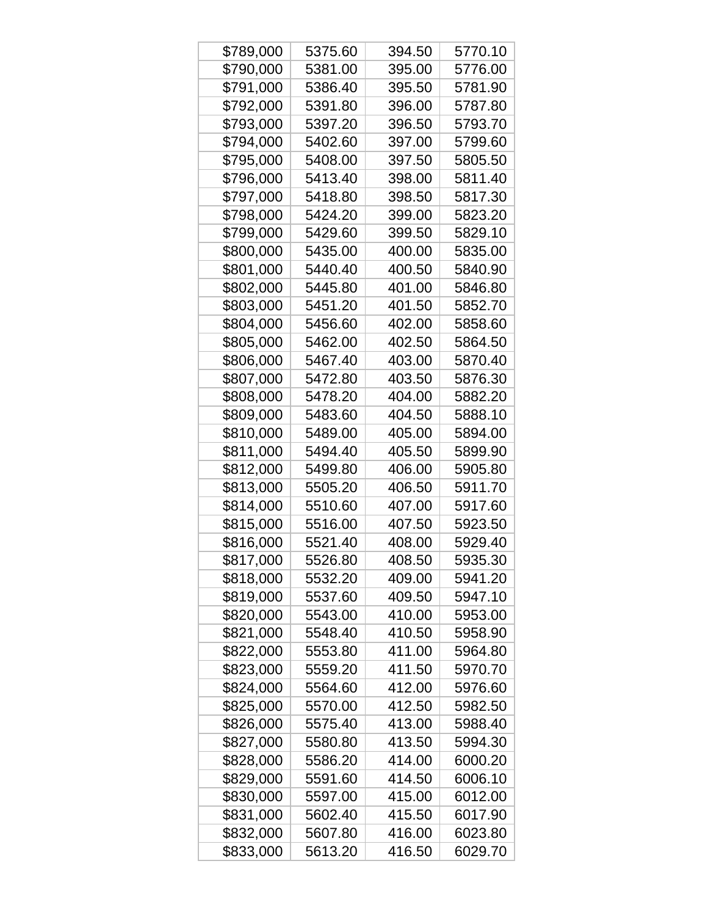| | | | |
|---|---|---|---|
| $789,000 | 5375.60 | 394.50 | 5770.10 |
| $790,000 | 5381.00 | 395.00 | 5776.00 |
| $791,000 | 5386.40 | 395.50 | 5781.90 |
| $792,000 | 5391.80 | 396.00 | 5787.80 |
| $793,000 | 5397.20 | 396.50 | 5793.70 |
| $794,000 | 5402.60 | 397.00 | 5799.60 |
| $795,000 | 5408.00 | 397.50 | 5805.50 |
| $796,000 | 5413.40 | 398.00 | 5811.40 |
| $797,000 | 5418.80 | 398.50 | 5817.30 |
| $798,000 | 5424.20 | 399.00 | 5823.20 |
| $799,000 | 5429.60 | 399.50 | 5829.10 |
| $800,000 | 5435.00 | 400.00 | 5835.00 |
| $801,000 | 5440.40 | 400.50 | 5840.90 |
| $802,000 | 5445.80 | 401.00 | 5846.80 |
| $803,000 | 5451.20 | 401.50 | 5852.70 |
| $804,000 | 5456.60 | 402.00 | 5858.60 |
| $805,000 | 5462.00 | 402.50 | 5864.50 |
| $806,000 | 5467.40 | 403.00 | 5870.40 |
| $807,000 | 5472.80 | 403.50 | 5876.30 |
| $808,000 | 5478.20 | 404.00 | 5882.20 |
| $809,000 | 5483.60 | 404.50 | 5888.10 |
| $810,000 | 5489.00 | 405.00 | 5894.00 |
| $811,000 | 5494.40 | 405.50 | 5899.90 |
| $812,000 | 5499.80 | 406.00 | 5905.80 |
| $813,000 | 5505.20 | 406.50 | 5911.70 |
| $814,000 | 5510.60 | 407.00 | 5917.60 |
| $815,000 | 5516.00 | 407.50 | 5923.50 |
| $816,000 | 5521.40 | 408.00 | 5929.40 |
| $817,000 | 5526.80 | 408.50 | 5935.30 |
| $818,000 | 5532.20 | 409.00 | 5941.20 |
| $819,000 | 5537.60 | 409.50 | 5947.10 |
| $820,000 | 5543.00 | 410.00 | 5953.00 |
| $821,000 | 5548.40 | 410.50 | 5958.90 |
| $822,000 | 5553.80 | 411.00 | 5964.80 |
| $823,000 | 5559.20 | 411.50 | 5970.70 |
| $824,000 | 5564.60 | 412.00 | 5976.60 |
| $825,000 | 5570.00 | 412.50 | 5982.50 |
| $826,000 | 5575.40 | 413.00 | 5988.40 |
| $827,000 | 5580.80 | 413.50 | 5994.30 |
| $828,000 | 5586.20 | 414.00 | 6000.20 |
| $829,000 | 5591.60 | 414.50 | 6006.10 |
| $830,000 | 5597.00 | 415.00 | 6012.00 |
| $831,000 | 5602.40 | 415.50 | 6017.90 |
| $832,000 | 5607.80 | 416.00 | 6023.80 |
| $833,000 | 5613.20 | 416.50 | 6029.70 |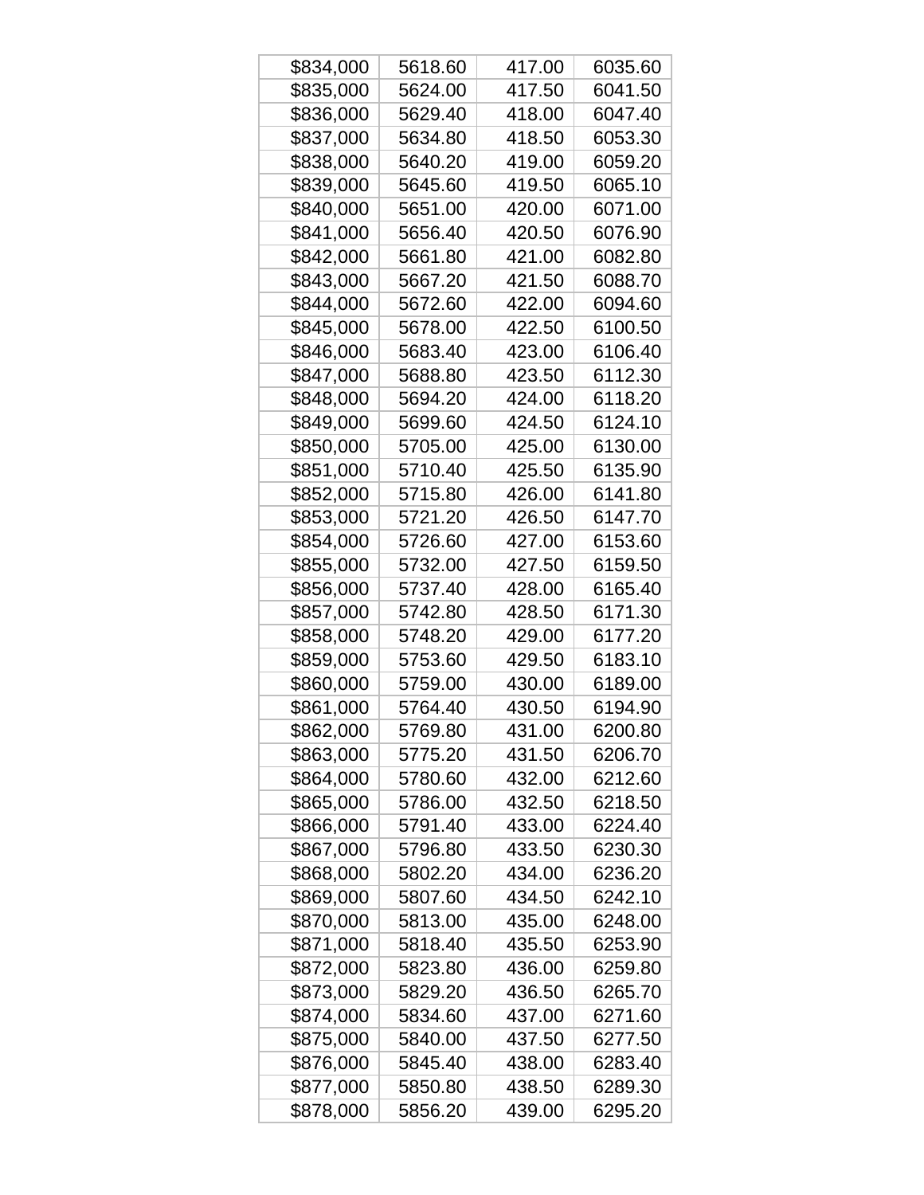| | | | |
|---|---|---|---|
| $834,000 | 5618.60 | 417.00 | 6035.60 |
| $835,000 | 5624.00 | 417.50 | 6041.50 |
| $836,000 | 5629.40 | 418.00 | 6047.40 |
| $837,000 | 5634.80 | 418.50 | 6053.30 |
| $838,000 | 5640.20 | 419.00 | 6059.20 |
| $839,000 | 5645.60 | 419.50 | 6065.10 |
| $840,000 | 5651.00 | 420.00 | 6071.00 |
| $841,000 | 5656.40 | 420.50 | 6076.90 |
| $842,000 | 5661.80 | 421.00 | 6082.80 |
| $843,000 | 5667.20 | 421.50 | 6088.70 |
| $844,000 | 5672.60 | 422.00 | 6094.60 |
| $845,000 | 5678.00 | 422.50 | 6100.50 |
| $846,000 | 5683.40 | 423.00 | 6106.40 |
| $847,000 | 5688.80 | 423.50 | 6112.30 |
| $848,000 | 5694.20 | 424.00 | 6118.20 |
| $849,000 | 5699.60 | 424.50 | 6124.10 |
| $850,000 | 5705.00 | 425.00 | 6130.00 |
| $851,000 | 5710.40 | 425.50 | 6135.90 |
| $852,000 | 5715.80 | 426.00 | 6141.80 |
| $853,000 | 5721.20 | 426.50 | 6147.70 |
| $854,000 | 5726.60 | 427.00 | 6153.60 |
| $855,000 | 5732.00 | 427.50 | 6159.50 |
| $856,000 | 5737.40 | 428.00 | 6165.40 |
| $857,000 | 5742.80 | 428.50 | 6171.30 |
| $858,000 | 5748.20 | 429.00 | 6177.20 |
| $859,000 | 5753.60 | 429.50 | 6183.10 |
| $860,000 | 5759.00 | 430.00 | 6189.00 |
| $861,000 | 5764.40 | 430.50 | 6194.90 |
| $862,000 | 5769.80 | 431.00 | 6200.80 |
| $863,000 | 5775.20 | 431.50 | 6206.70 |
| $864,000 | 5780.60 | 432.00 | 6212.60 |
| $865,000 | 5786.00 | 432.50 | 6218.50 |
| $866,000 | 5791.40 | 433.00 | 6224.40 |
| $867,000 | 5796.80 | 433.50 | 6230.30 |
| $868,000 | 5802.20 | 434.00 | 6236.20 |
| $869,000 | 5807.60 | 434.50 | 6242.10 |
| $870,000 | 5813.00 | 435.00 | 6248.00 |
| $871,000 | 5818.40 | 435.50 | 6253.90 |
| $872,000 | 5823.80 | 436.00 | 6259.80 |
| $873,000 | 5829.20 | 436.50 | 6265.70 |
| $874,000 | 5834.60 | 437.00 | 6271.60 |
| $875,000 | 5840.00 | 437.50 | 6277.50 |
| $876,000 | 5845.40 | 438.00 | 6283.40 |
| $877,000 | 5850.80 | 438.50 | 6289.30 |
| $878,000 | 5856.20 | 439.00 | 6295.20 |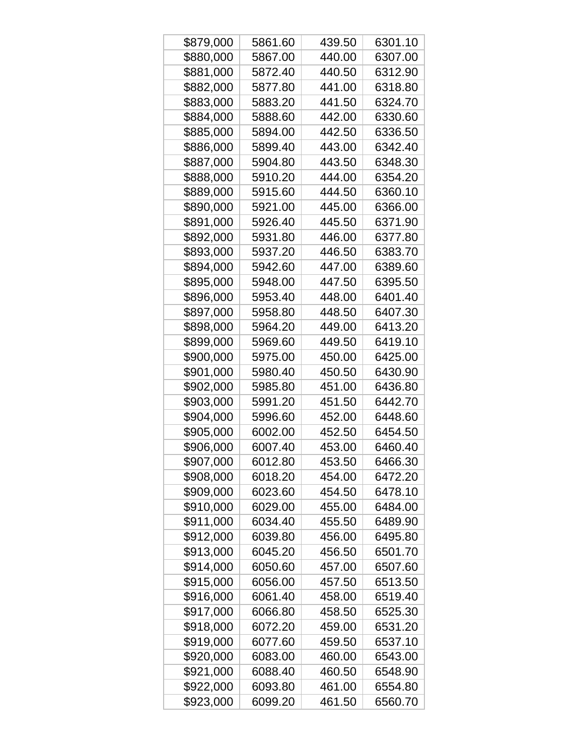| | | | |
|---|---|---|---|
| $879,000 | 5861.60 | 439.50 | 6301.10 |
| $880,000 | 5867.00 | 440.00 | 6307.00 |
| $881,000 | 5872.40 | 440.50 | 6312.90 |
| $882,000 | 5877.80 | 441.00 | 6318.80 |
| $883,000 | 5883.20 | 441.50 | 6324.70 |
| $884,000 | 5888.60 | 442.00 | 6330.60 |
| $885,000 | 5894.00 | 442.50 | 6336.50 |
| $886,000 | 5899.40 | 443.00 | 6342.40 |
| $887,000 | 5904.80 | 443.50 | 6348.30 |
| $888,000 | 5910.20 | 444.00 | 6354.20 |
| $889,000 | 5915.60 | 444.50 | 6360.10 |
| $890,000 | 5921.00 | 445.00 | 6366.00 |
| $891,000 | 5926.40 | 445.50 | 6371.90 |
| $892,000 | 5931.80 | 446.00 | 6377.80 |
| $893,000 | 5937.20 | 446.50 | 6383.70 |
| $894,000 | 5942.60 | 447.00 | 6389.60 |
| $895,000 | 5948.00 | 447.50 | 6395.50 |
| $896,000 | 5953.40 | 448.00 | 6401.40 |
| $897,000 | 5958.80 | 448.50 | 6407.30 |
| $898,000 | 5964.20 | 449.00 | 6413.20 |
| $899,000 | 5969.60 | 449.50 | 6419.10 |
| $900,000 | 5975.00 | 450.00 | 6425.00 |
| $901,000 | 5980.40 | 450.50 | 6430.90 |
| $902,000 | 5985.80 | 451.00 | 6436.80 |
| $903,000 | 5991.20 | 451.50 | 6442.70 |
| $904,000 | 5996.60 | 452.00 | 6448.60 |
| $905,000 | 6002.00 | 452.50 | 6454.50 |
| $906,000 | 6007.40 | 453.00 | 6460.40 |
| $907,000 | 6012.80 | 453.50 | 6466.30 |
| $908,000 | 6018.20 | 454.00 | 6472.20 |
| $909,000 | 6023.60 | 454.50 | 6478.10 |
| $910,000 | 6029.00 | 455.00 | 6484.00 |
| $911,000 | 6034.40 | 455.50 | 6489.90 |
| $912,000 | 6039.80 | 456.00 | 6495.80 |
| $913,000 | 6045.20 | 456.50 | 6501.70 |
| $914,000 | 6050.60 | 457.00 | 6507.60 |
| $915,000 | 6056.00 | 457.50 | 6513.50 |
| $916,000 | 6061.40 | 458.00 | 6519.40 |
| $917,000 | 6066.80 | 458.50 | 6525.30 |
| $918,000 | 6072.20 | 459.00 | 6531.20 |
| $919,000 | 6077.60 | 459.50 | 6537.10 |
| $920,000 | 6083.00 | 460.00 | 6543.00 |
| $921,000 | 6088.40 | 460.50 | 6548.90 |
| $922,000 | 6093.80 | 461.00 | 6554.80 |
| $923,000 | 6099.20 | 461.50 | 6560.70 |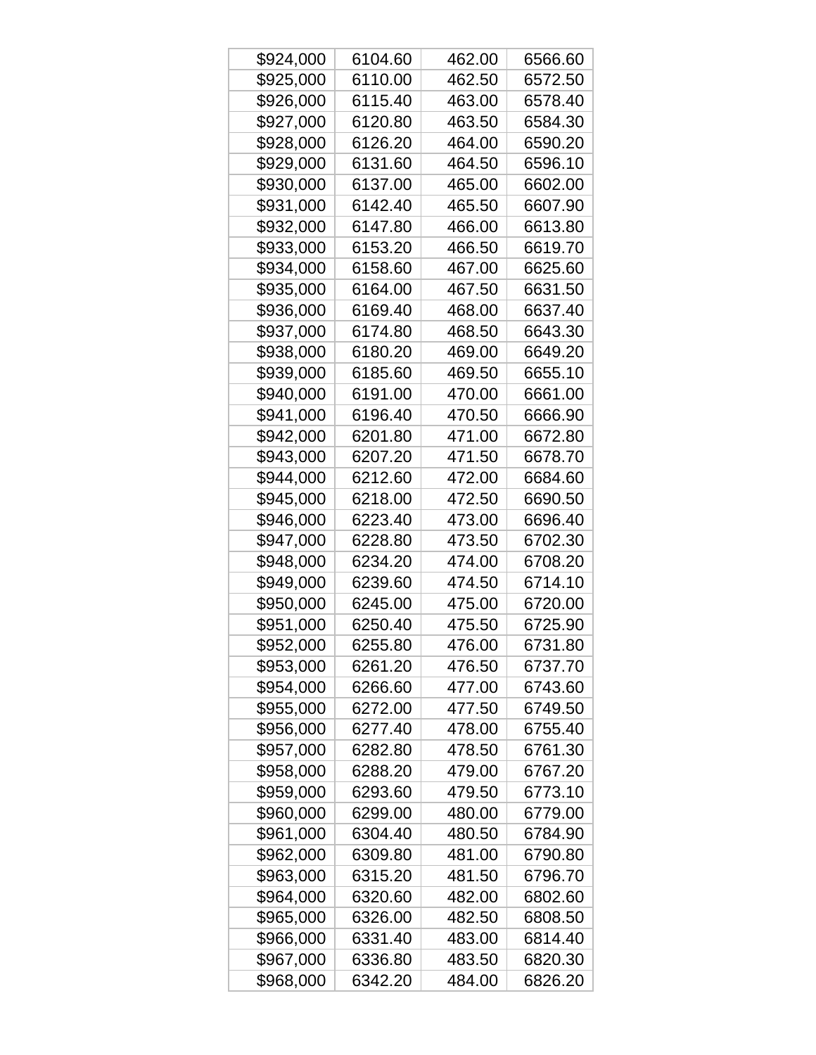| $924,000 | 6104.60 | 462.00 | 6566.60 |
|---|---|---|---|
| $925,000 | 6110.00 | 462.50 | 6572.50 |
| $926,000 | 6115.40 | 463.00 | 6578.40 |
| $927,000 | 6120.80 | 463.50 | 6584.30 |
| $928,000 | 6126.20 | 464.00 | 6590.20 |
| $929,000 | 6131.60 | 464.50 | 6596.10 |
| $930,000 | 6137.00 | 465.00 | 6602.00 |
| $931,000 | 6142.40 | 465.50 | 6607.90 |
| $932,000 | 6147.80 | 466.00 | 6613.80 |
| $933,000 | 6153.20 | 466.50 | 6619.70 |
| $934,000 | 6158.60 | 467.00 | 6625.60 |
| $935,000 | 6164.00 | 467.50 | 6631.50 |
| $936,000 | 6169.40 | 468.00 | 6637.40 |
| $937,000 | 6174.80 | 468.50 | 6643.30 |
| $938,000 | 6180.20 | 469.00 | 6649.20 |
| $939,000 | 6185.60 | 469.50 | 6655.10 |
| $940,000 | 6191.00 | 470.00 | 6661.00 |
| $941,000 | 6196.40 | 470.50 | 6666.90 |
| $942,000 | 6201.80 | 471.00 | 6672.80 |
| $943,000 | 6207.20 | 471.50 | 6678.70 |
| $944,000 | 6212.60 | 472.00 | 6684.60 |
| $945,000 | 6218.00 | 472.50 | 6690.50 |
| $946,000 | 6223.40 | 473.00 | 6696.40 |
| $947,000 | 6228.80 | 473.50 | 6702.30 |
| $948,000 | 6234.20 | 474.00 | 6708.20 |
| $949,000 | 6239.60 | 474.50 | 6714.10 |
| $950,000 | 6245.00 | 475.00 | 6720.00 |
| $951,000 | 6250.40 | 475.50 | 6725.90 |
| $952,000 | 6255.80 | 476.00 | 6731.80 |
| $953,000 | 6261.20 | 476.50 | 6737.70 |
| $954,000 | 6266.60 | 477.00 | 6743.60 |
| $955,000 | 6272.00 | 477.50 | 6749.50 |
| $956,000 | 6277.40 | 478.00 | 6755.40 |
| $957,000 | 6282.80 | 478.50 | 6761.30 |
| $958,000 | 6288.20 | 479.00 | 6767.20 |
| $959,000 | 6293.60 | 479.50 | 6773.10 |
| $960,000 | 6299.00 | 480.00 | 6779.00 |
| $961,000 | 6304.40 | 480.50 | 6784.90 |
| $962,000 | 6309.80 | 481.00 | 6790.80 |
| $963,000 | 6315.20 | 481.50 | 6796.70 |
| $964,000 | 6320.60 | 482.00 | 6802.60 |
| $965,000 | 6326.00 | 482.50 | 6808.50 |
| $966,000 | 6331.40 | 483.00 | 6814.40 |
| $967,000 | 6336.80 | 483.50 | 6820.30 |
| $968,000 | 6342.20 | 484.00 | 6826.20 |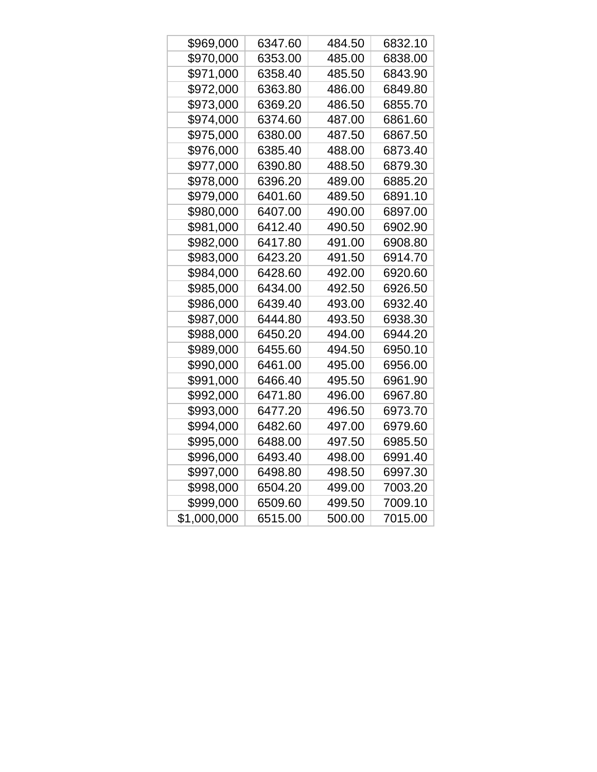| | | | |
|---|---|---|---|
| $969,000 | 6347.60 | 484.50 | 6832.10 |
| $970,000 | 6353.00 | 485.00 | 6838.00 |
| $971,000 | 6358.40 | 485.50 | 6843.90 |
| $972,000 | 6363.80 | 486.00 | 6849.80 |
| $973,000 | 6369.20 | 486.50 | 6855.70 |
| $974,000 | 6374.60 | 487.00 | 6861.60 |
| $975,000 | 6380.00 | 487.50 | 6867.50 |
| $976,000 | 6385.40 | 488.00 | 6873.40 |
| $977,000 | 6390.80 | 488.50 | 6879.30 |
| $978,000 | 6396.20 | 489.00 | 6885.20 |
| $979,000 | 6401.60 | 489.50 | 6891.10 |
| $980,000 | 6407.00 | 490.00 | 6897.00 |
| $981,000 | 6412.40 | 490.50 | 6902.90 |
| $982,000 | 6417.80 | 491.00 | 6908.80 |
| $983,000 | 6423.20 | 491.50 | 6914.70 |
| $984,000 | 6428.60 | 492.00 | 6920.60 |
| $985,000 | 6434.00 | 492.50 | 6926.50 |
| $986,000 | 6439.40 | 493.00 | 6932.40 |
| $987,000 | 6444.80 | 493.50 | 6938.30 |
| $988,000 | 6450.20 | 494.00 | 6944.20 |
| $989,000 | 6455.60 | 494.50 | 6950.10 |
| $990,000 | 6461.00 | 495.00 | 6956.00 |
| $991,000 | 6466.40 | 495.50 | 6961.90 |
| $992,000 | 6471.80 | 496.00 | 6967.80 |
| $993,000 | 6477.20 | 496.50 | 6973.70 |
| $994,000 | 6482.60 | 497.00 | 6979.60 |
| $995,000 | 6488.00 | 497.50 | 6985.50 |
| $996,000 | 6493.40 | 498.00 | 6991.40 |
| $997,000 | 6498.80 | 498.50 | 6997.30 |
| $998,000 | 6504.20 | 499.00 | 7003.20 |
| $999,000 | 6509.60 | 499.50 | 7009.10 |
| $1,000,000 | 6515.00 | 500.00 | 7015.00 |